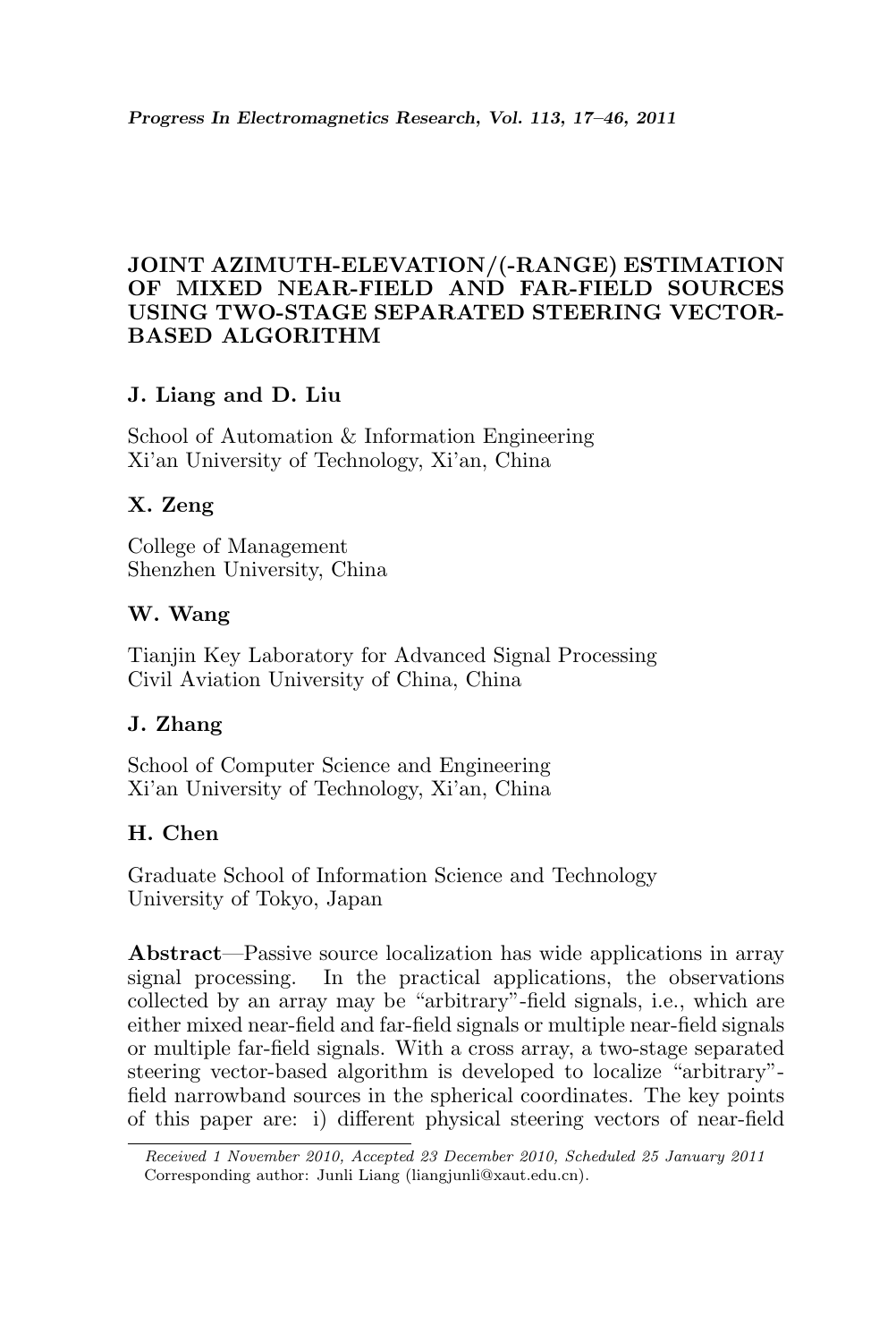# JOINT AZIMUTH-ELEVATION/(-RANGE) ESTIMATION OF MIXED NEAR-FIELD AND FAR-FIELD SOURCES USING TWO-STAGE SEPARATED STEERING VECTOR-BASED ALGORITHM

**J. Liang and D. Liu**

School of Automation & Information Engineering
Xi'an University of Technology, Xi'an, China

**X. Zeng**

College of Management
Shenzhen University, China

**W. Wang**

Tianjin Key Laboratory for Advanced Signal Processing
Civil Aviation University of China, China

**J. Zhang**

School of Computer Science and Engineering
Xi'an University of Technology, Xi'an, China

**H. Chen**

Graduate School of Information Science and Technology
University of Tokyo, Japan

**Abstract**—Passive source localization has wide applications in array signal processing. In the practical applications, the observations collected by an array may be "arbitrary"-field signals, i.e., which are either mixed near-field and far-field signals or multiple near-field signals or multiple far-field signals. With a cross array, a two-stage separated steering vector-based algorithm is developed to localize "arbitrary"-field narrowband sources in the spherical coordinates. The key points of this paper are: i) different physical steering vectors of near-field

*Received 1 November 2010, Accepted 23 December 2010, Scheduled 25 January 2011*
Corresponding author: Junli Liang (liangjunli@xaut.edu.cn).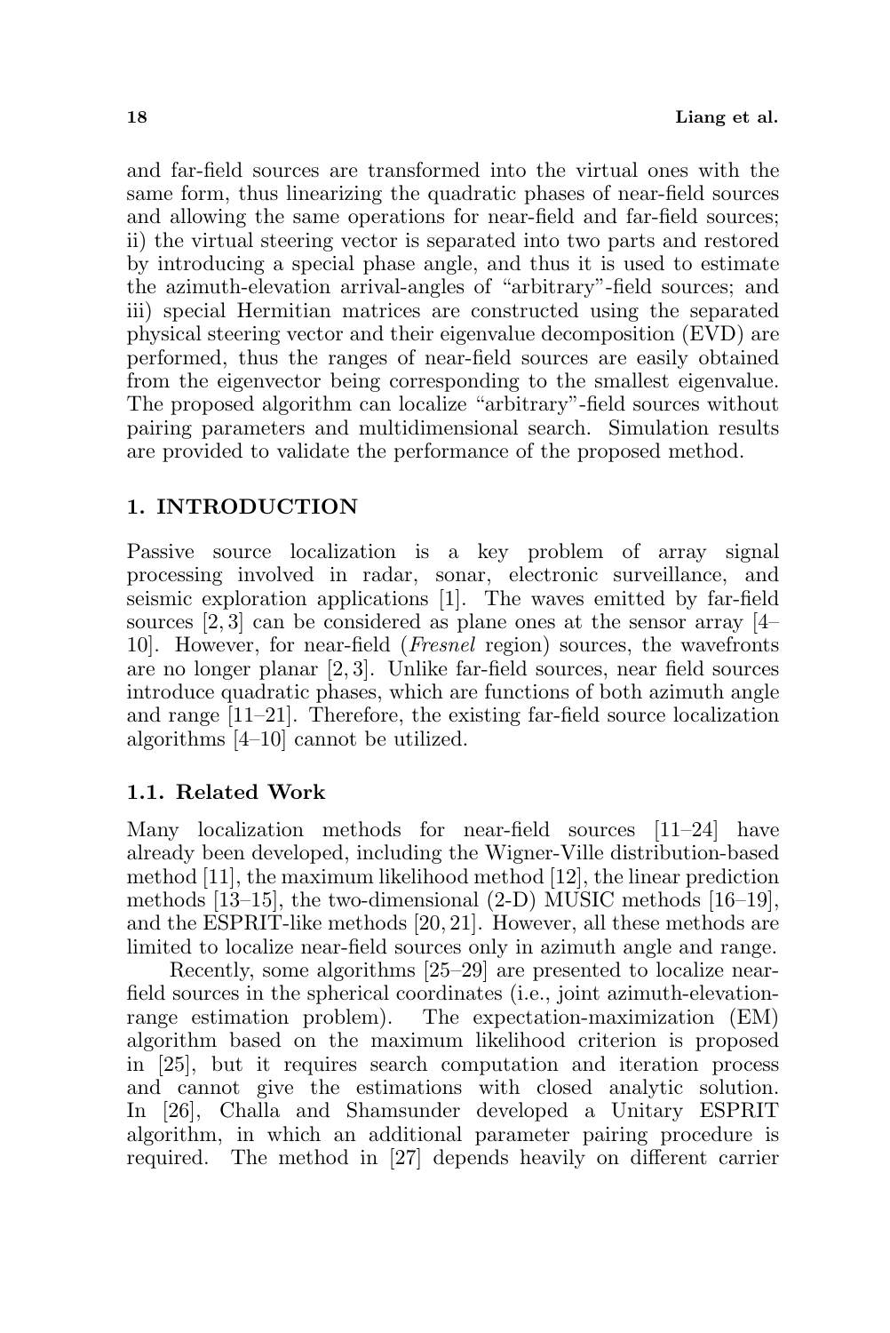and far-field sources are transformed into the virtual ones with the same form, thus linearizing the quadratic phases of near-field sources and allowing the same operations for near-field and far-field sources; ii) the virtual steering vector is separated into two parts and restored by introducing a special phase angle, and thus it is used to estimate the azimuth-elevation arrival-angles of "arbitrary"-field sources; and iii) special Hermitian matrices are constructed using the separated physical steering vector and their eigenvalue decomposition (EVD) are performed, thus the ranges of near-field sources are easily obtained from the eigenvector being corresponding to the smallest eigenvalue. The proposed algorithm can localize "arbitrary"-field sources without pairing parameters and multidimensional search. Simulation results are provided to validate the performance of the proposed method.

## 1. INTRODUCTION

Passive source localization is a key problem of array signal processing involved in radar, sonar, electronic surveillance, and seismic exploration applications [1]. The waves emitted by far-field sources [2, 3] can be considered as plane ones at the sensor array [4–10]. However, for near-field (*Fresnel* region) sources, the wavefronts are no longer planar [2, 3]. Unlike far-field sources, near field sources introduce quadratic phases, which are functions of both azimuth angle and range [11–21]. Therefore, the existing far-field source localization algorithms [4–10] cannot be utilized.

### 1.1. Related Work

Many localization methods for near-field sources [11–24] have already been developed, including the Wigner-Ville distribution-based method [11], the maximum likelihood method [12], the linear prediction methods [13–15], the two-dimensional (2-D) MUSIC methods [16–19], and the ESPRIT-like methods [20, 21]. However, all these methods are limited to localize near-field sources only in azimuth angle and range.

Recently, some algorithms [25–29] are presented to localize near-field sources in the spherical coordinates (i.e., joint azimuth-elevation-range estimation problem). The expectation-maximization (EM) algorithm based on the maximum likelihood criterion is proposed in [25], but it requires search computation and iteration process and cannot give the estimations with closed analytic solution. In [26], Challa and Shamsunder developed a Unitary ESPRIT algorithm, in which an additional parameter pairing procedure is required. The method in [27] depends heavily on different carrier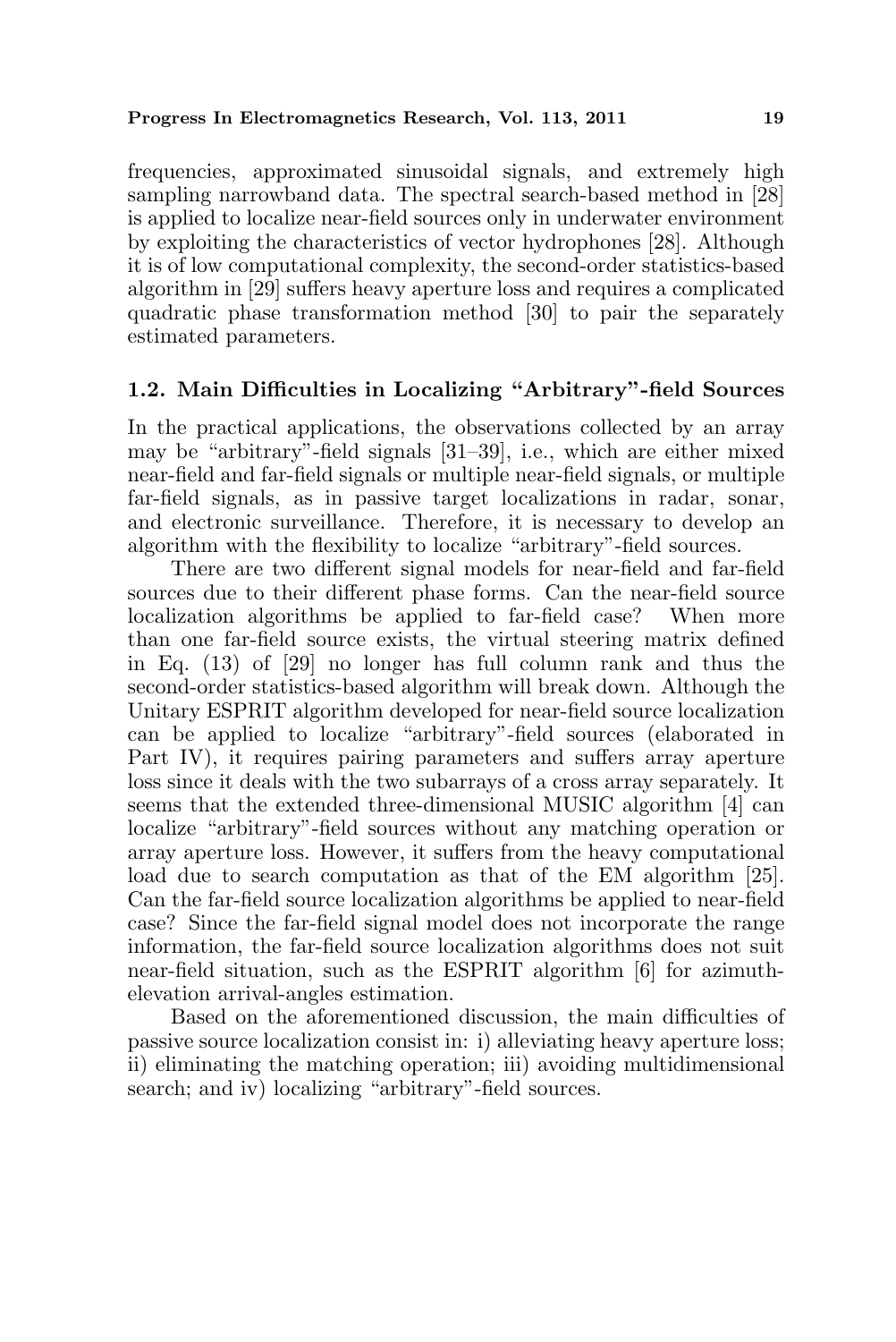frequencies, approximated sinusoidal signals, and extremely high sampling narrowband data. The spectral search-based method in [28] is applied to localize near-field sources only in underwater environment by exploiting the characteristics of vector hydrophones [28]. Although it is of low computational complexity, the second-order statistics-based algorithm in [29] suffers heavy aperture loss and requires a complicated quadratic phase transformation method [30] to pair the separately estimated parameters.

### 1.2. Main Difficulties in Localizing "Arbitrary"-field Sources

In the practical applications, the observations collected by an array may be "arbitrary"-field signals [31–39], i.e., which are either mixed near-field and far-field signals or multiple near-field signals, or multiple far-field signals, as in passive target localizations in radar, sonar, and electronic surveillance. Therefore, it is necessary to develop an algorithm with the flexibility to localize "arbitrary"-field sources.

There are two different signal models for near-field and far-field sources due to their different phase forms. Can the near-field source localization algorithms be applied to far-field case? When more than one far-field source exists, the virtual steering matrix defined in Eq. (13) of [29] no longer has full column rank and thus the second-order statistics-based algorithm will break down. Although the Unitary ESPRIT algorithm developed for near-field source localization can be applied to localize "arbitrary"-field sources (elaborated in Part IV), it requires pairing parameters and suffers array aperture loss since it deals with the two subarrays of a cross array separately. It seems that the extended three-dimensional MUSIC algorithm [4] can localize "arbitrary"-field sources without any matching operation or array aperture loss. However, it suffers from the heavy computational load due to search computation as that of the EM algorithm [25]. Can the far-field source localization algorithms be applied to near-field case? Since the far-field signal model does not incorporate the range information, the far-field source localization algorithms does not suit near-field situation, such as the ESPRIT algorithm [6] for azimuth-elevation arrival-angles estimation.

Based on the aforementioned discussion, the main difficulties of passive source localization consist in: i) alleviating heavy aperture loss; ii) eliminating the matching operation; iii) avoiding multidimensional search; and iv) localizing "arbitrary"-field sources.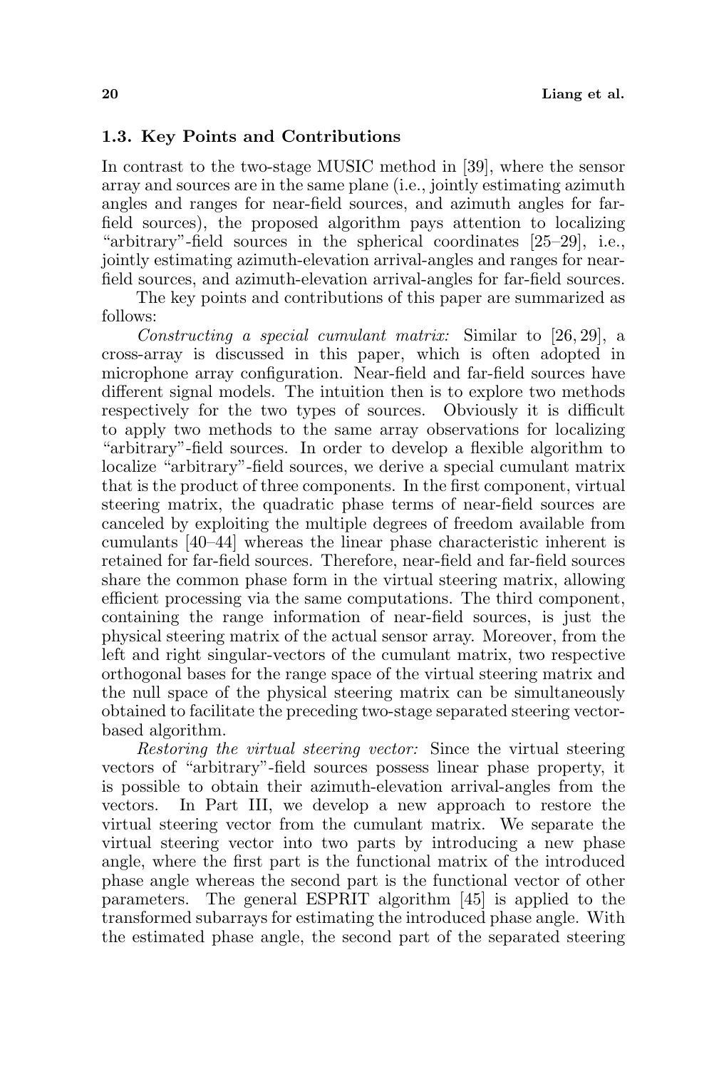### 1.3. Key Points and Contributions

In contrast to the two-stage MUSIC method in [39], where the sensor array and sources are in the same plane (i.e., jointly estimating azimuth angles and ranges for near-field sources, and azimuth angles for far-field sources), the proposed algorithm pays attention to localizing "arbitrary"-field sources in the spherical coordinates [25–29], i.e., jointly estimating azimuth-elevation arrival-angles and ranges for near-field sources, and azimuth-elevation arrival-angles for far-field sources.

The key points and contributions of this paper are summarized as follows:

*Constructing a special cumulant matrix:* Similar to [26, 29], a cross-array is discussed in this paper, which is often adopted in microphone array configuration. Near-field and far-field sources have different signal models. The intuition then is to explore two methods respectively for the two types of sources. Obviously it is difficult to apply two methods to the same array observations for localizing "arbitrary"-field sources. In order to develop a flexible algorithm to localize "arbitrary"-field sources, we derive a special cumulant matrix that is the product of three components. In the first component, virtual steering matrix, the quadratic phase terms of near-field sources are canceled by exploiting the multiple degrees of freedom available from cumulants [40–44] whereas the linear phase characteristic inherent is retained for far-field sources. Therefore, near-field and far-field sources share the common phase form in the virtual steering matrix, allowing efficient processing via the same computations. The third component, containing the range information of near-field sources, is just the physical steering matrix of the actual sensor array. Moreover, from the left and right singular-vectors of the cumulant matrix, two respective orthogonal bases for the range space of the virtual steering matrix and the null space of the physical steering matrix can be simultaneously obtained to facilitate the preceding two-stage separated steering vector-based algorithm.

*Restoring the virtual steering vector:* Since the virtual steering vectors of "arbitrary"-field sources possess linear phase property, it is possible to obtain their azimuth-elevation arrival-angles from the vectors. In Part III, we develop a new approach to restore the virtual steering vector from the cumulant matrix. We separate the virtual steering vector into two parts by introducing a new phase angle, where the first part is the functional matrix of the introduced phase angle whereas the second part is the functional vector of other parameters. The general ESPRIT algorithm [45] is applied to the transformed subarrays for estimating the introduced phase angle. With the estimated phase angle, the second part of the separated steering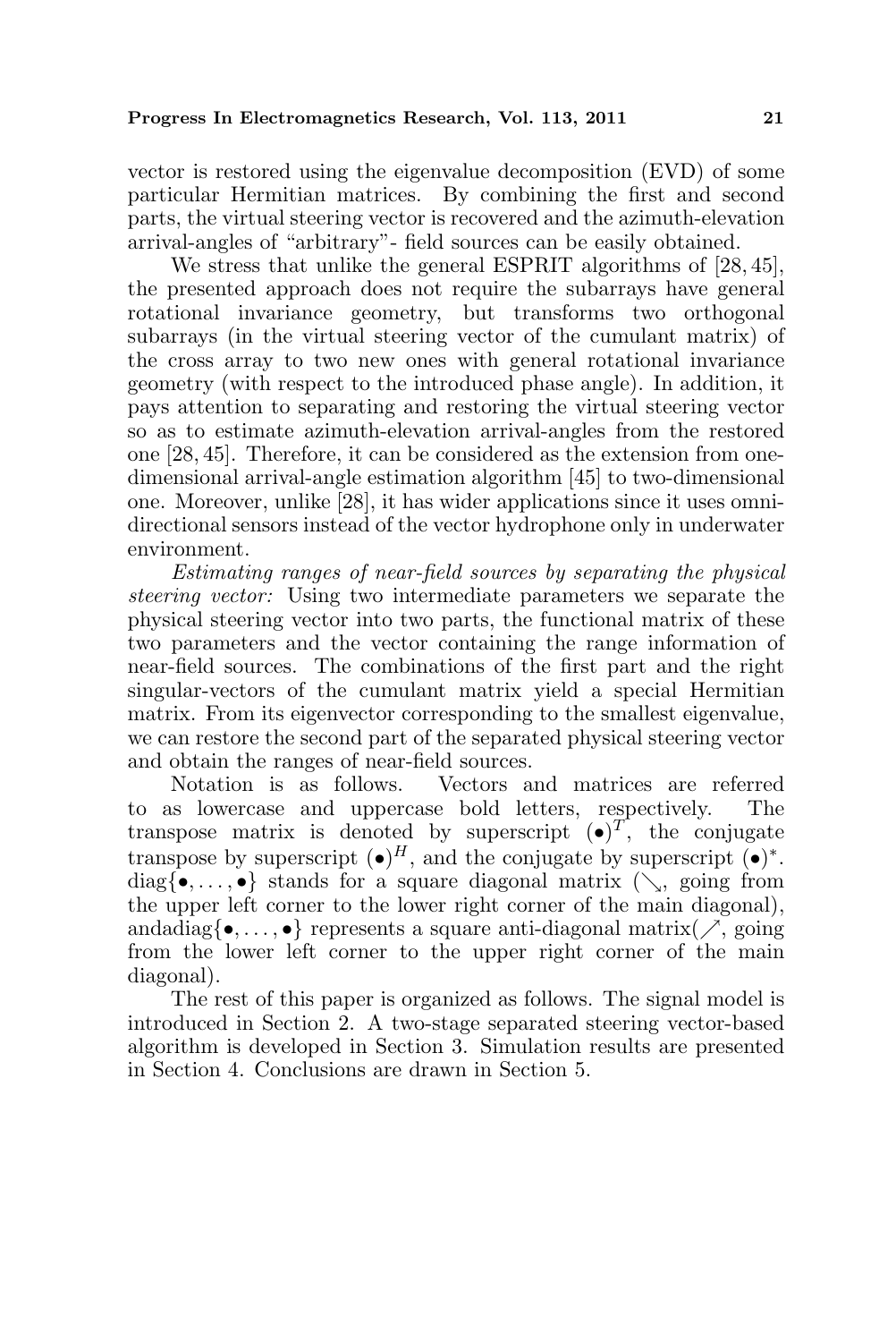vector is restored using the eigenvalue decomposition (EVD) of some particular Hermitian matrices. By combining the first and second parts, the virtual steering vector is recovered and the azimuth-elevation arrival-angles of "arbitrary"- field sources can be easily obtained.

We stress that unlike the general ESPRIT algorithms of [28, 45], the presented approach does not require the subarrays have general rotational invariance geometry, but transforms two orthogonal subarrays (in the virtual steering vector of the cumulant matrix) of the cross array to two new ones with general rotational invariance geometry (with respect to the introduced phase angle). In addition, it pays attention to separating and restoring the virtual steering vector so as to estimate azimuth-elevation arrival-angles from the restored one [28, 45]. Therefore, it can be considered as the extension from one-dimensional arrival-angle estimation algorithm [45] to two-dimensional one. Moreover, unlike [28], it has wider applications since it uses omni-directional sensors instead of the vector hydrophone only in underwater environment.

*Estimating ranges of near-field sources by separating the physical steering vector:* Using two intermediate parameters we separate the physical steering vector into two parts, the functional matrix of these two parameters and the vector containing the range information of near-field sources. The combinations of the first part and the right singular-vectors of the cumulant matrix yield a special Hermitian matrix. From its eigenvector corresponding to the smallest eigenvalue, we can restore the second part of the separated physical steering vector and obtain the ranges of near-field sources.

Notation is as follows. Vectors and matrices are referred to as lowercase and uppercase bold letters, respectively. The transpose matrix is denoted by superscript $(\bullet)^T$, the conjugate transpose by superscript $(\bullet)^H$, and the conjugate by superscript $(\bullet)^*$. $\mathrm{diag}\{\bullet, \ldots, \bullet\}$ stands for a square diagonal matrix ($\searrow$, going from the upper left corner to the lower right corner of the main diagonal), andadiag$\{\bullet, \ldots, \bullet\}$ represents a square anti-diagonal matrix($\nearrow$, going from the lower left corner to the upper right corner of the main diagonal).

The rest of this paper is organized as follows. The signal model is introduced in Section 2. A two-stage separated steering vector-based algorithm is developed in Section 3. Simulation results are presented in Section 4. Conclusions are drawn in Section 5.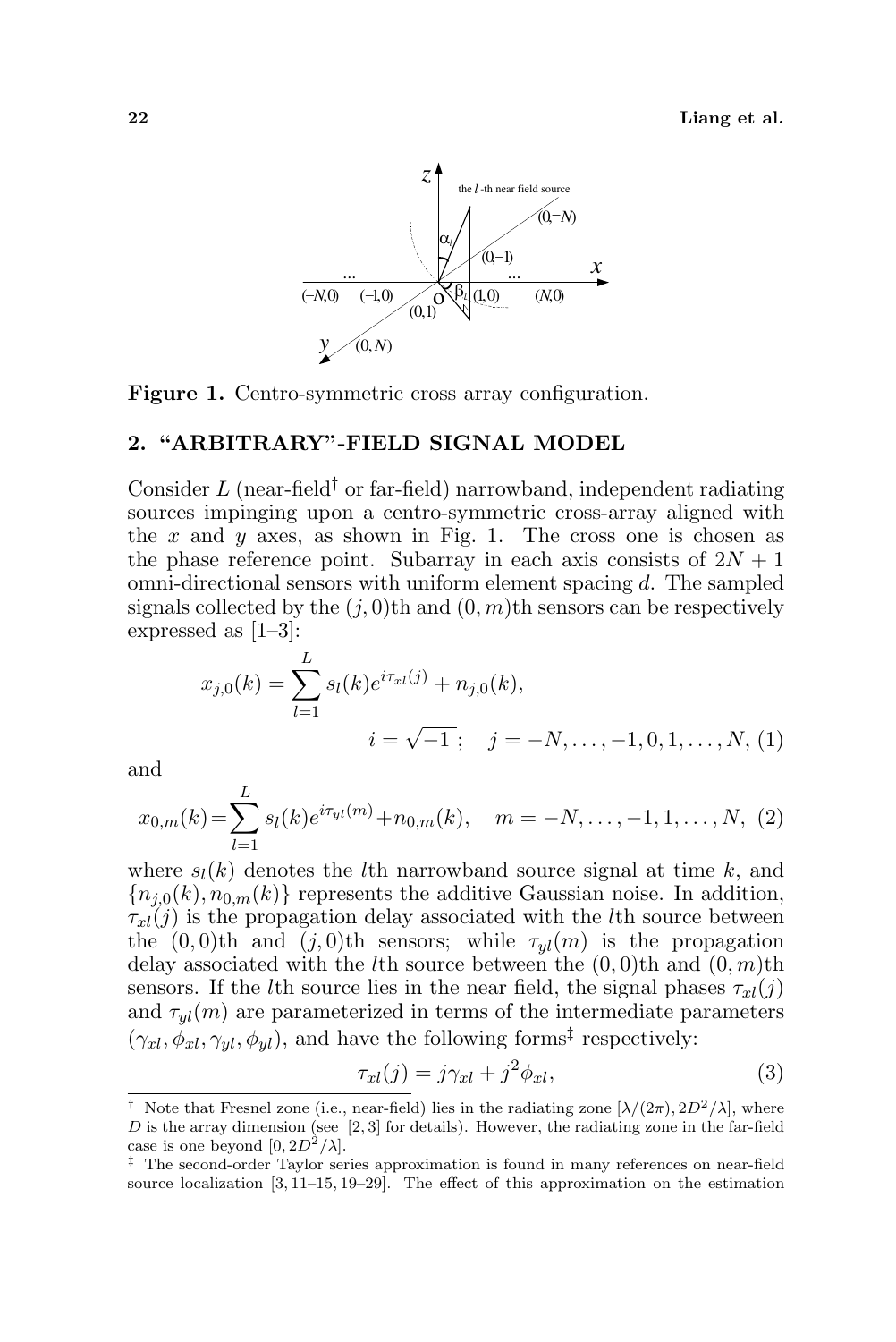**Figure 1.** Centro-symmetric cross array configuration.

## 2. "ARBITRARY"-FIELD SIGNAL MODEL

Consider $L$ (near-field† or far-field) narrowband, independent radiating sources impinging upon a centro-symmetric cross-array aligned with the $x$ and $y$ axes, as shown in Fig. 1. The cross one is chosen as the phase reference point. Subarray in each axis consists of $2N+1$ omni-directional sensors with uniform element spacing $d$. The sampled signals collected by the $(j,0)$th and $(0,m)$th sensors can be respectively expressed as [1–3]:

$$x_{j,0}(k) = \sum_{l=1}^{L} s_l(k) e^{i\tau_{xl}(j)} + n_{j,0}(k),$$
$$i = \sqrt{-1}\,; \quad j = -N, \ldots, -1, 0, 1, \ldots, N, \tag{1}$$

and

$$x_{0,m}(k) = \sum_{l=1}^{L} s_l(k) e^{i\tau_{yl}(m)} + n_{0,m}(k), \quad m = -N, \ldots, -1, 1, \ldots, N, \tag{2}$$

where $s_l(k)$ denotes the $l$th narrowband source signal at time $k$, and $\{n_{j,0}(k), n_{0,m}(k)\}$ represents the additive Gaussian noise. In addition, $\tau_{xl}(j)$ is the propagation delay associated with the $l$th source between the $(0,0)$th and $(j,0)$th sensors; while $\tau_{yl}(m)$ is the propagation delay associated with the $l$th source between the $(0,0)$th and $(0,m)$th sensors. If the $l$th source lies in the near field, the signal phases $\tau_{xl}(j)$ and $\tau_{yl}(m)$ are parameterized in terms of the intermediate parameters $(\gamma_{xl}, \phi_{xl}, \gamma_{yl}, \phi_{yl})$, and have the following forms‡ respectively:

$$\tau_{xl}(j) = j\gamma_{xl} + j^2\phi_{xl}, \tag{3}$$

† Note that Fresnel zone (i.e., near-field) lies in the radiating zone $[\lambda/(2\pi), 2D^2/\lambda]$, where $D$ is the array dimension (see [2, 3] for details). However, the radiating zone in the far-field case is one beyond $[0, 2D^2/\lambda]$.

‡ The second-order Taylor series approximation is found in many references on near-field source localization [3, 11–15, 19–29]. The effect of this approximation on the estimation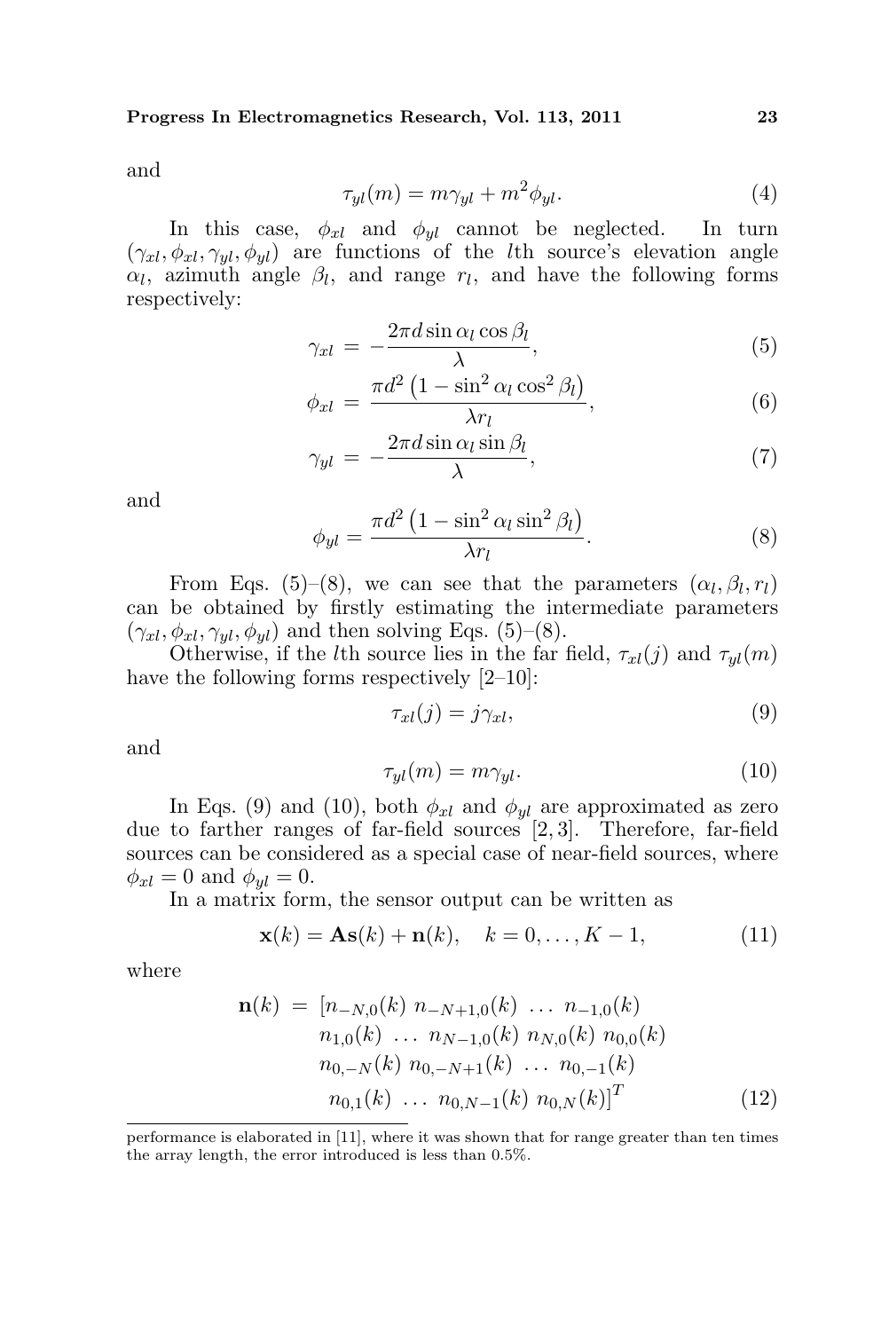and

$$\tau_{yl}(m) = m\gamma_{yl} + m^2\phi_{yl}. \tag{4}$$

In this case, $\phi_{xl}$ and $\phi_{yl}$ cannot be neglected. In turn $(\gamma_{xl}, \phi_{xl}, \gamma_{yl}, \phi_{yl})$ are functions of the $l$th source's elevation angle $\alpha_l$, azimuth angle $\beta_l$, and range $r_l$, and have the following forms respectively:

$$\gamma_{xl} = -\frac{2\pi d \sin\alpha_l \cos\beta_l}{\lambda}, \tag{5}$$

$$\phi_{xl} = \frac{\pi d^2 \left(1 - \sin^2\alpha_l \cos^2\beta_l\right)}{\lambda r_l}, \tag{6}$$

$$\gamma_{yl} = -\frac{2\pi d \sin\alpha_l \sin\beta_l}{\lambda}, \tag{7}$$

and

$$\phi_{yl} = \frac{\pi d^2 \left(1 - \sin^2\alpha_l \sin^2\beta_l\right)}{\lambda r_l}. \tag{8}$$

From Eqs. (5)–(8), we can see that the parameters $(\alpha_l, \beta_l, r_l)$ can be obtained by firstly estimating the intermediate parameters $(\gamma_{xl}, \phi_{xl}, \gamma_{yl}, \phi_{yl})$ and then solving Eqs. (5)–(8).

Otherwise, if the $l$th source lies in the far field, $\tau_{xl}(j)$ and $\tau_{yl}(m)$ have the following forms respectively [2–10]:

$$\tau_{xl}(j) = j\gamma_{xl}, \tag{9}$$

and

$$\tau_{yl}(m) = m\gamma_{yl}. \tag{10}$$

In Eqs. (9) and (10), both $\phi_{xl}$ and $\phi_{yl}$ are approximated as zero due to farther ranges of far-field sources [2, 3]. Therefore, far-field sources can be considered as a special case of near-field sources, where $\phi_{xl} = 0$ and $\phi_{yl} = 0$.

In a matrix form, the sensor output can be written as

$$\mathbf{x}(k) = \mathbf{A}\mathbf{s}(k) + \mathbf{n}(k), \quad k = 0, \ldots, K-1, \tag{11}$$

where

$$\begin{aligned}\mathbf{n}(k) = \; & [n_{-N,0}(k) \; n_{-N+1,0}(k) \; \ldots \; n_{-1,0}(k) \\ & n_{1,0}(k) \; \ldots \; n_{N-1,0}(k) \; n_{N,0}(k) \; n_{0,0}(k) \\ & n_{0,-N}(k) \; n_{0,-N+1}(k) \; \ldots \; n_{0,-1}(k) \\ & n_{0,1}(k) \; \ldots \; n_{0,N-1}(k) \; n_{0,N}(k)]^T \end{aligned} \tag{12}$$

performance is elaborated in [11], where it was shown that for range greater than ten times the array length, the error introduced is less than 0.5%.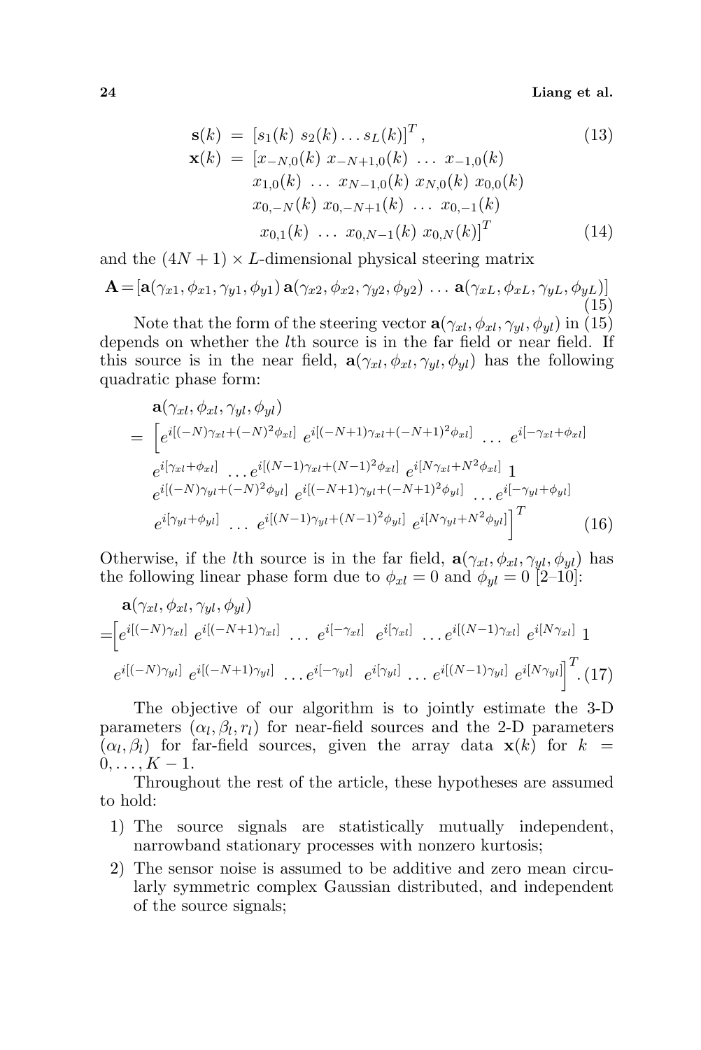$$\mathbf{s}(k) = [s_1(k)\ s_2(k) \dots s_L(k)]^T, \tag{13}$$

$$\begin{aligned}\mathbf{x}(k) = [&x_{-N,0}(k)\ x_{-N+1,0}(k)\ \dots\ x_{-1,0}(k)\\ &x_{1,0}(k)\ \dots\ x_{N-1,0}(k)\ x_{N,0}(k)\ x_{0,0}(k)\\ &x_{0,-N}(k)\ x_{0,-N+1}(k)\ \dots\ x_{0,-1}(k)\\ &x_{0,1}(k)\ \dots\ x_{0,N-1}(k)\ x_{0,N}(k)]^T\end{aligned} \tag{14}$$

and the $(4N+1) \times L$-dimensional physical steering matrix

$$\mathbf{A} = [\mathbf{a}(\gamma_{x1}, \phi_{x1}, \gamma_{y1}, \phi_{y1})\, \mathbf{a}(\gamma_{x2}, \phi_{x2}, \gamma_{y2}, \phi_{y2})\ \dots\ \mathbf{a}(\gamma_{xL}, \phi_{xL}, \gamma_{yL}, \phi_{yL})] \tag{15}$$

Note that the form of the steering vector $\mathbf{a}(\gamma_{xl}, \phi_{xl}, \gamma_{yl}, \phi_{yl})$ in (15) depends on whether the $l$th source is in the far field or near field. If this source is in the near field, $\mathbf{a}(\gamma_{xl}, \phi_{xl}, \gamma_{yl}, \phi_{yl})$ has the following quadratic phase form:

$$\begin{aligned}&\mathbf{a}(\gamma_{xl}, \phi_{xl}, \gamma_{yl}, \phi_{yl})\\ &= \Big[e^{i[(-N)\gamma_{xl}+(-N)^2\phi_{xl}]}\ e^{i[(-N+1)\gamma_{xl}+(-N+1)^2\phi_{xl}]}\ \dots\ e^{i[-\gamma_{xl}+\phi_{xl}]}\\ &\quad e^{i[\gamma_{xl}+\phi_{xl}]}\ \dots e^{i[(N-1)\gamma_{xl}+(N-1)^2\phi_{xl}]}\ e^{i[N\gamma_{xl}+N^2\phi_{xl}]}\ 1\\ &\quad e^{i[(-N)\gamma_{yl}+(-N)^2\phi_{yl}]}\ e^{i[(-N+1)\gamma_{yl}+(-N+1)^2\phi_{yl}]}\ \dots e^{i[-\gamma_{yl}+\phi_{yl}]}\\ &\quad e^{i[\gamma_{yl}+\phi_{yl}]}\ \dots\ e^{i[(N-1)\gamma_{yl}+(N-1)^2\phi_{yl}]}\ e^{i[N\gamma_{yl}+N^2\phi_{yl}]}\Big]^T\end{aligned} \tag{16}$$

Otherwise, if the $l$th source is in the far field, $\mathbf{a}(\gamma_{xl}, \phi_{xl}, \gamma_{yl}, \phi_{yl})$ has the following linear phase form due to $\phi_{xl} = 0$ and $\phi_{yl} = 0$ [2–10]:

$$\begin{aligned}&\mathbf{a}(\gamma_{xl}, \phi_{xl}, \gamma_{yl}, \phi_{yl})\\ &= \Big[e^{i[(-N)\gamma_{xl}]}\ e^{i[(-N+1)\gamma_{xl}]}\ \dots\ e^{i[-\gamma_{xl}]}\ \ e^{i[\gamma_{xl}]}\ \dots e^{i[(N-1)\gamma_{xl}]}\ e^{i[N\gamma_{xl}]}\ 1\\ &\quad e^{i[(-N)\gamma_{yl}]}\ e^{i[(-N+1)\gamma_{yl}]}\ \dots e^{i[-\gamma_{yl}]}\ \ e^{i[\gamma_{yl}]}\ \dots\ e^{i[(N-1)\gamma_{yl}]}\ e^{i[N\gamma_{yl}]}\Big]^T.\end{aligned} \tag{17}$$

The objective of our algorithm is to jointly estimate the 3-D parameters $(\alpha_l, \beta_l, r_l)$ for near-field sources and the 2-D parameters $(\alpha_l, \beta_l)$ for far-field sources, given the array data $\mathbf{x}(k)$ for $k = 0, \dots, K-1$.

Throughout the rest of the article, these hypotheses are assumed to hold:

1) The source signals are statistically mutually independent, narrowband stationary processes with nonzero kurtosis;
2) The sensor noise is assumed to be additive and zero mean circularly symmetric complex Gaussian distributed, and independent of the source signals;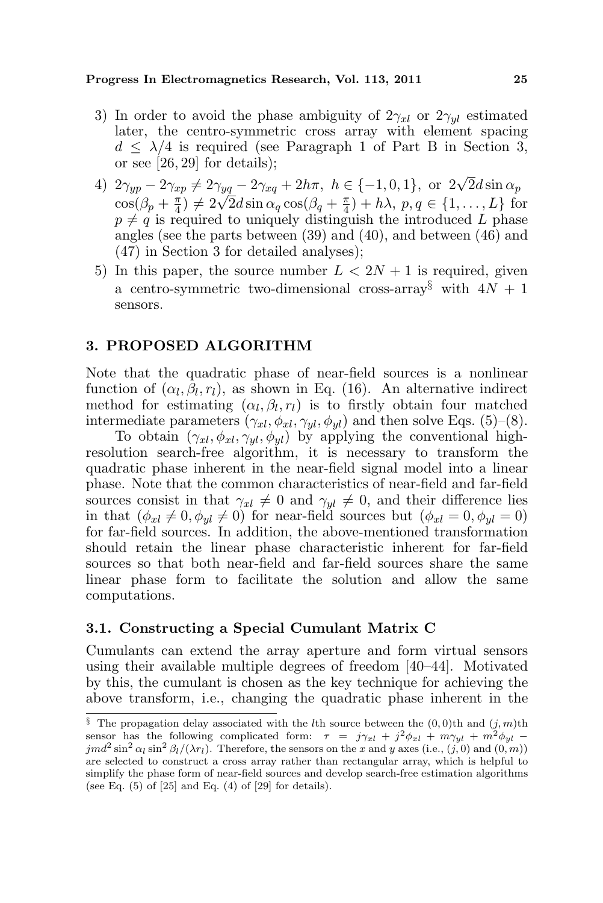3) In order to avoid the phase ambiguity of $2\gamma_{xl}$ or $2\gamma_{yl}$ estimated later, the centro-symmetric cross array with element spacing $d \leq \lambda/4$ is required (see Paragraph 1 of Part B in Section 3, or see [26, 29] for details);

4) $2\gamma_{yp} - 2\gamma_{xp} \neq 2\gamma_{yq} - 2\gamma_{xq} + 2h\pi$, $h \in \{-1, 0, 1\}$, or $2\sqrt{2}d \sin\alpha_p \cos(\beta_p + \frac{\pi}{4}) \neq 2\sqrt{2}d \sin\alpha_q \cos(\beta_q + \frac{\pi}{4}) + h\lambda$, $p, q \in \{1, \ldots, L\}$ for $p \neq q$ is required to uniquely distinguish the introduced $L$ phase angles (see the parts between (39) and (40), and between (46) and (47) in Section 3 for detailed analyses);

5) In this paper, the source number $L < 2N + 1$ is required, given a centro-symmetric two-dimensional cross-array[§] with $4N + 1$ sensors.

## 3. PROPOSED ALGORITHM

Note that the quadratic phase of near-field sources is a nonlinear function of $(\alpha_l, \beta_l, r_l)$, as shown in Eq. (16). An alternative indirect method for estimating $(\alpha_l, \beta_l, r_l)$ is to firstly obtain four matched intermediate parameters $(\gamma_{xl}, \phi_{xl}, \gamma_{yl}, \phi_{yl})$ and then solve Eqs. (5)–(8).

To obtain $(\gamma_{xl}, \phi_{xl}, \gamma_{yl}, \phi_{yl})$ by applying the conventional high-resolution search-free algorithm, it is necessary to transform the quadratic phase inherent in the near-field signal model into a linear phase. Note that the common characteristics of near-field and far-field sources consist in that $\gamma_{xl} \neq 0$ and $\gamma_{yl} \neq 0$, and their difference lies in that $(\phi_{xl} \neq 0, \phi_{yl} \neq 0)$ for near-field sources but $(\phi_{xl} = 0, \phi_{yl} = 0)$ for far-field sources. In addition, the above-mentioned transformation should retain the linear phase characteristic inherent for far-field sources so that both near-field and far-field sources share the same linear phase form to facilitate the solution and allow the same computations.

### 3.1. Constructing a Special Cumulant Matrix C

Cumulants can extend the array aperture and form virtual sensors using their available multiple degrees of freedom [40–44]. Motivated by this, the cumulant is chosen as the key technique for achieving the above transform, i.e., changing the quadratic phase inherent in the

---

[§] The propagation delay associated with the $l$th source between the $(0, 0)$th and $(j, m)$th sensor has the following complicated form: $\tau = j\gamma_{xl} + j^2\phi_{xl} + m\gamma_{yl} + m^2\phi_{yl} - jmd^2 \sin^2\alpha_l \sin^2\beta_l/(\lambda r_l)$. Therefore, the sensors on the $x$ and $y$ axes (i.e., $(j, 0)$ and $(0, m)$) are selected to construct a cross array rather than rectangular array, which is helpful to simplify the phase form of near-field sources and develop search-free estimation algorithms (see Eq. (5) of [25] and Eq. (4) of [29] for details).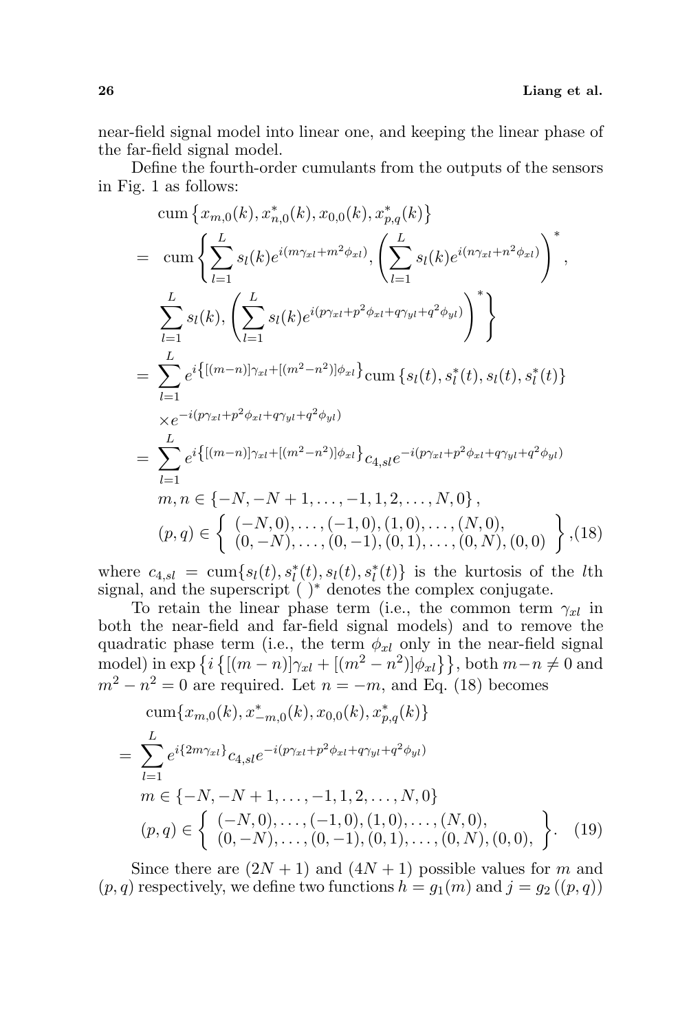near-field signal model into linear one, and keeping the linear phase of the far-field signal model.

Define the fourth-order cumulants from the outputs of the sensors in Fig. 1 as follows:

$$
\begin{aligned}
&\mathrm{cum}\left\{x_{m,0}(k), x_{n,0}^*(k), x_{0,0}(k), x_{p,q}^*(k)\right\} \\
&= \mathrm{cum}\left\{\sum_{l=1}^{L} s_l(k) e^{i(m\gamma_{xl}+m^2\phi_{xl})}, \left(\sum_{l=1}^{L} s_l(k) e^{i(n\gamma_{xl}+n^2\phi_{xl})}\right)^*,\right. \\
&\qquad \left.\sum_{l=1}^{L} s_l(k), \left(\sum_{l=1}^{L} s_l(k) e^{i(p\gamma_{xl}+p^2\phi_{xl}+q\gamma_{yl}+q^2\phi_{yl})}\right)^*\right\} \\
&= \sum_{l=1}^{L} e^{i\left\{[(m-n)]\gamma_{xl}+[(m^2-n^2)]\phi_{xl}\right\}} \mathrm{cum}\left\{s_l(t), s_l^*(t), s_l(t), s_l^*(t)\right\} \\
&\qquad \times e^{-i(p\gamma_{xl}+p^2\phi_{xl}+q\gamma_{yl}+q^2\phi_{yl})} \\
&= \sum_{l=1}^{L} e^{i\left\{[(m-n)]\gamma_{xl}+[(m^2-n^2)]\phi_{xl}\right\}} c_{4,sl} e^{-i(p\gamma_{xl}+p^2\phi_{xl}+q\gamma_{yl}+q^2\phi_{yl})} \\
&\qquad m, n \in \{-N, -N+1, \ldots, -1, 1, 2, \ldots, N, 0\}, \\
&\qquad (p,q) \in \left\{ \begin{array}{l} (-N,0), \ldots, (-1,0), (1,0), \ldots, (N,0), \\ (0,-N), \ldots, (0,-1), (0,1), \ldots, (0,N), (0,0) \end{array} \right\},
\end{aligned}
\tag{18}
$$

where $c_{4,sl} = \mathrm{cum}\{s_l(t), s_l^*(t), s_l(t), s_l^*(t)\}$ is the kurtosis of the $l$th signal, and the superscript $(\ )^*$ denotes the complex conjugate.

To retain the linear phase term (i.e., the common term $\gamma_{xl}$ in both the near-field and far-field signal models) and to remove the quadratic phase term (i.e., the term $\phi_{xl}$ only in the near-field signal model) in $\exp\left\{i\left\{[(m-n)]\gamma_{xl} + [(m^2-n^2)]\phi_{xl}\right\}\right\}$, both $m-n \neq 0$ and $m^2 - n^2 = 0$ are required. Let $n = -m$, and Eq. (18) becomes

$$
\begin{aligned}
&\mathrm{cum}\{x_{m,0}(k), x_{-m,0}^*(k), x_{0,0}(k), x_{p,q}^*(k)\} \\
&= \sum_{l=1}^{L} e^{i\{2m\gamma_{xl}\}} c_{4,sl} e^{-i(p\gamma_{xl}+p^2\phi_{xl}+q\gamma_{yl}+q^2\phi_{yl})} \\
&\qquad m \in \{-N, -N+1, \ldots, -1, 1, 2, \ldots, N, 0\} \\
&\qquad (p,q) \in \left\{ \begin{array}{l} (-N,0), \ldots, (-1,0), (1,0), \ldots, (N,0), \\ (0,-N), \ldots, (0,-1), (0,1), \ldots, (0,N), (0,0), \end{array} \right\}.
\end{aligned}
\tag{19}
$$

Since there are $(2N+1)$ and $(4N+1)$ possible values for $m$ and $(p,q)$ respectively, we define two functions $h = g_1(m)$ and $j = g_2((p,q))$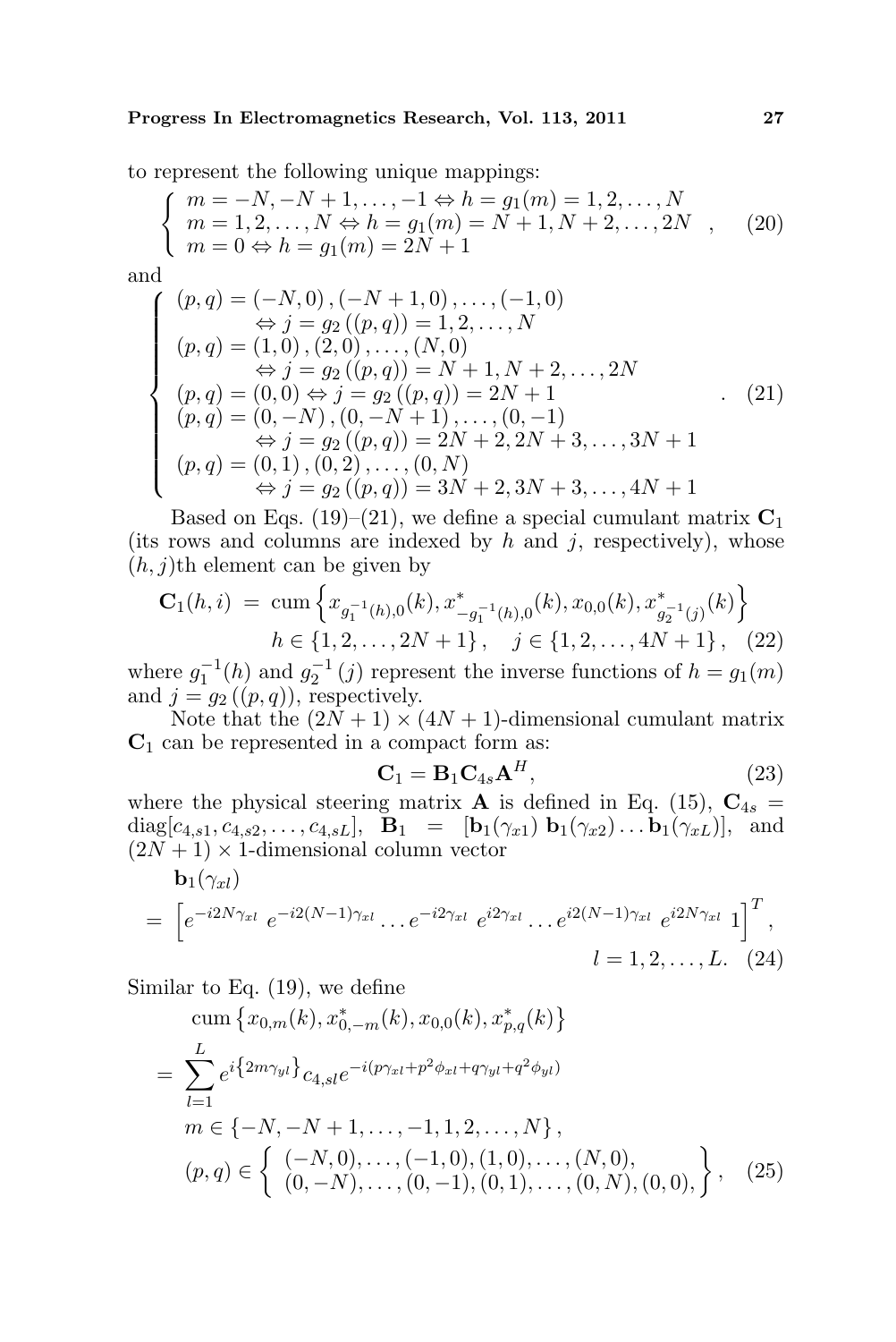to represent the following unique mappings:

$$\left\{ \begin{array}{l} m = -N, -N+1, \ldots, -1 \Leftrightarrow h = g_1(m) = 1, 2, \ldots, N \\ m = 1, 2, \ldots, N \Leftrightarrow h = g_1(m) = N+1, N+2, \ldots, 2N \\ m = 0 \Leftrightarrow h = g_1(m) = 2N+1 \end{array} \right. , \tag{20}$$

and

$$\left\{ \begin{array}{l} (p,q) = (-N,0), (-N+1,0), \ldots, (-1,0) \\ \qquad \Leftrightarrow j = g_2((p,q)) = 1, 2, \ldots, N \\ (p,q) = (1,0), (2,0), \ldots, (N,0) \\ \qquad \Leftrightarrow j = g_2((p,q)) = N+1, N+2, \ldots, 2N \\ (p,q) = (0,0) \Leftrightarrow j = g_2((p,q)) = 2N+1 \\ (p,q) = (0,-N), (0,-N+1), \ldots, (0,-1) \\ \qquad \Leftrightarrow j = g_2((p,q)) = 2N+2, 2N+3, \ldots, 3N+1 \\ (p,q) = (0,1), (0,2), \ldots, (0,N) \\ \qquad \Leftrightarrow j = g_2((p,q)) = 3N+2, 3N+3, \ldots, 4N+1 \end{array} \right. . \tag{21}$$

Based on Eqs. (19)–(21), we define a special cumulant matrix $\mathbf{C}_1$ (its rows and columns are indexed by $h$ and $j$, respectively), whose $(h,j)$th element can be given by

$$\mathbf{C}_1(h,i) = \operatorname{cum}\left\{ x_{g_1^{-1}(h),0}(k), x^*_{-g_1^{-1}(h),0}(k), x_{0,0}(k), x^*_{g_2^{-1}(j)}(k) \right\}$$
$$h \in \{1, 2, \ldots, 2N+1\}, \quad j \in \{1, 2, \ldots, 4N+1\}, \tag{22}$$

where $g_1^{-1}(h)$ and $g_2^{-1}(j)$ represent the inverse functions of $h = g_1(m)$ and $j = g_2((p,q))$, respectively.

Note that the $(2N+1) \times (4N+1)$-dimensional cumulant matrix $\mathbf{C}_1$ can be represented in a compact form as:

$$\mathbf{C}_1 = \mathbf{B}_1 \mathbf{C}_{4s} \mathbf{A}^H, \tag{23}$$

where the physical steering matrix $\mathbf{A}$ is defined in Eq. (15), $\mathbf{C}_{4s} = \operatorname{diag}[c_{4,s1}, c_{4,s2}, \ldots, c_{4,sL}]$, $\mathbf{B}_1 = [\mathbf{b}_1(\gamma_{x1})\ \mathbf{b}_1(\gamma_{x2}) \ldots \mathbf{b}_1(\gamma_{xL})]$, and $(2N+1) \times 1$-dimensional column vector

$$\mathbf{b}_1(\gamma_{xl}) = \left[ e^{-i2N\gamma_{xl}}\ e^{-i2(N-1)\gamma_{xl}} \ldots e^{-i2\gamma_{xl}}\ e^{i2\gamma_{xl}} \ldots e^{i2(N-1)\gamma_{xl}}\ e^{i2N\gamma_{xl}}\ 1 \right]^T,$$
$$l = 1, 2, \ldots, L. \tag{24}$$

Similar to Eq. (19), we define

$$\operatorname{cum}\left\{ x_{0,m}(k), x^*_{0,-m}(k), x_{0,0}(k), x^*_{p,q}(k) \right\}$$
$$= \sum_{l=1}^{L} e^{i\{2m\gamma_{yl}\}} c_{4,sl} e^{-i(p\gamma_{xl} + p^2\phi_{xl} + q\gamma_{yl} + q^2\phi_{yl})}$$
$$m \in \{-N, -N+1, \ldots, -1, 1, 2, \ldots, N\},$$
$$(p,q) \in \left\{ \begin{array}{l} (-N,0), \ldots, (-1,0), (1,0), \ldots, (N,0), \\ (0,-N), \ldots, (0,-1), (0,1), \ldots, (0,N), (0,0), \end{array} \right\}, \tag{25}$$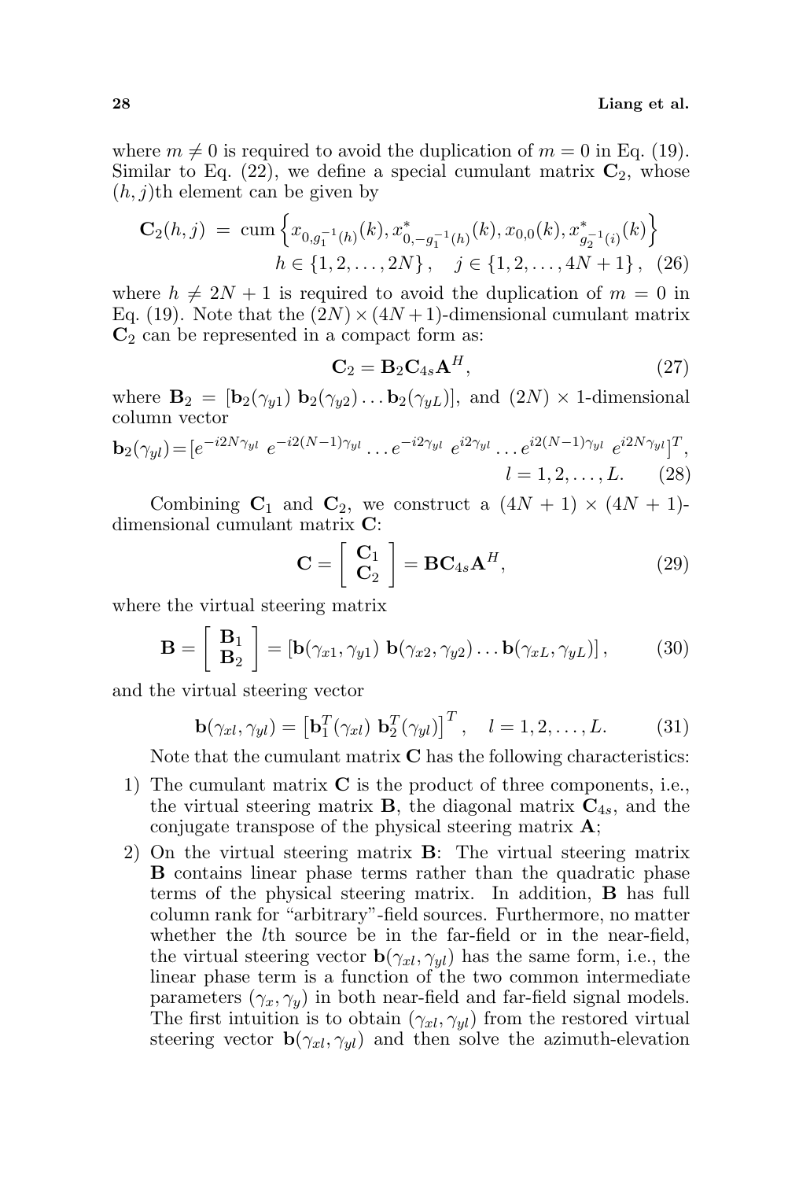where $m \neq 0$ is required to avoid the duplication of $m = 0$ in Eq. (19). Similar to Eq. (22), we define a special cumulant matrix $\mathbf{C}_2$, whose $(h, j)$th element can be given by

$$\mathbf{C}_2(h, j) = \text{cum}\left\{x_{0,g_1^{-1}(h)}(k), x^*_{0,-g_1^{-1}(h)}(k), x_{0,0}(k), x^*_{g_2^{-1}(i)}(k)\right\}$$
$$h \in \{1, 2, \ldots, 2N\}, \quad j \in \{1, 2, \ldots, 4N+1\}, \quad (26)$$

where $h \neq 2N + 1$ is required to avoid the duplication of $m = 0$ in Eq. (19). Note that the $(2N) \times (4N+1)$-dimensional cumulant matrix $\mathbf{C}_2$ can be represented in a compact form as:

$$\mathbf{C}_2 = \mathbf{B}_2 \mathbf{C}_{4s} \mathbf{A}^H, \quad (27)$$

where $\mathbf{B}_2 = [\mathbf{b}_2(\gamma_{y1})\ \mathbf{b}_2(\gamma_{y2}) \ldots \mathbf{b}_2(\gamma_{yL})]$, and $(2N) \times 1$-dimensional column vector

$$\mathbf{b}_2(\gamma_{yl}) = [e^{-i2N\gamma_{yl}}\ e^{-i2(N-1)\gamma_{yl}} \ldots e^{-i2\gamma_{yl}}\ e^{i2\gamma_{yl}} \ldots e^{i2(N-1)\gamma_{yl}}\ e^{i2N\gamma_{yl}}]^T,$$
$$l = 1, 2, \ldots, L. \quad (28)$$

Combining $\mathbf{C}_1$ and $\mathbf{C}_2$, we construct a $(4N + 1) \times (4N + 1)$-dimensional cumulant matrix $\mathbf{C}$:

$$\mathbf{C} = \begin{bmatrix} \mathbf{C}_1 \\ \mathbf{C}_2 \end{bmatrix} = \mathbf{B} \mathbf{C}_{4s} \mathbf{A}^H, \quad (29)$$

where the virtual steering matrix

$$\mathbf{B} = \begin{bmatrix} \mathbf{B}_1 \\ \mathbf{B}_2 \end{bmatrix} = [\mathbf{b}(\gamma_{x1}, \gamma_{y1})\ \mathbf{b}(\gamma_{x2}, \gamma_{y2}) \ldots \mathbf{b}(\gamma_{xL}, \gamma_{yL})], \quad (30)$$

and the virtual steering vector

$$\mathbf{b}(\gamma_{xl}, \gamma_{yl}) = \left[\mathbf{b}_1^T(\gamma_{xl})\ \mathbf{b}_2^T(\gamma_{yl})\right]^T, \quad l = 1, 2, \ldots, L. \quad (31)$$

Note that the cumulant matrix $\mathbf{C}$ has the following characteristics:

1) The cumulant matrix $\mathbf{C}$ is the product of three components, i.e., the virtual steering matrix $\mathbf{B}$, the diagonal matrix $\mathbf{C}_{4s}$, and the conjugate transpose of the physical steering matrix $\mathbf{A}$;
2) On the virtual steering matrix $\mathbf{B}$: The virtual steering matrix $\mathbf{B}$ contains linear phase terms rather than the quadratic phase terms of the physical steering matrix. In addition, $\mathbf{B}$ has full column rank for "arbitrary"-field sources. Furthermore, no matter whether the $l$th source be in the far-field or in the near-field, the virtual steering vector $\mathbf{b}(\gamma_{xl}, \gamma_{yl})$ has the same form, i.e., the linear phase term is a function of the two common intermediate parameters $(\gamma_x, \gamma_y)$ in both near-field and far-field signal models. The first intuition is to obtain $(\gamma_{xl}, \gamma_{yl})$ from the restored virtual steering vector $\mathbf{b}(\gamma_{xl}, \gamma_{yl})$ and then solve the azimuth-elevation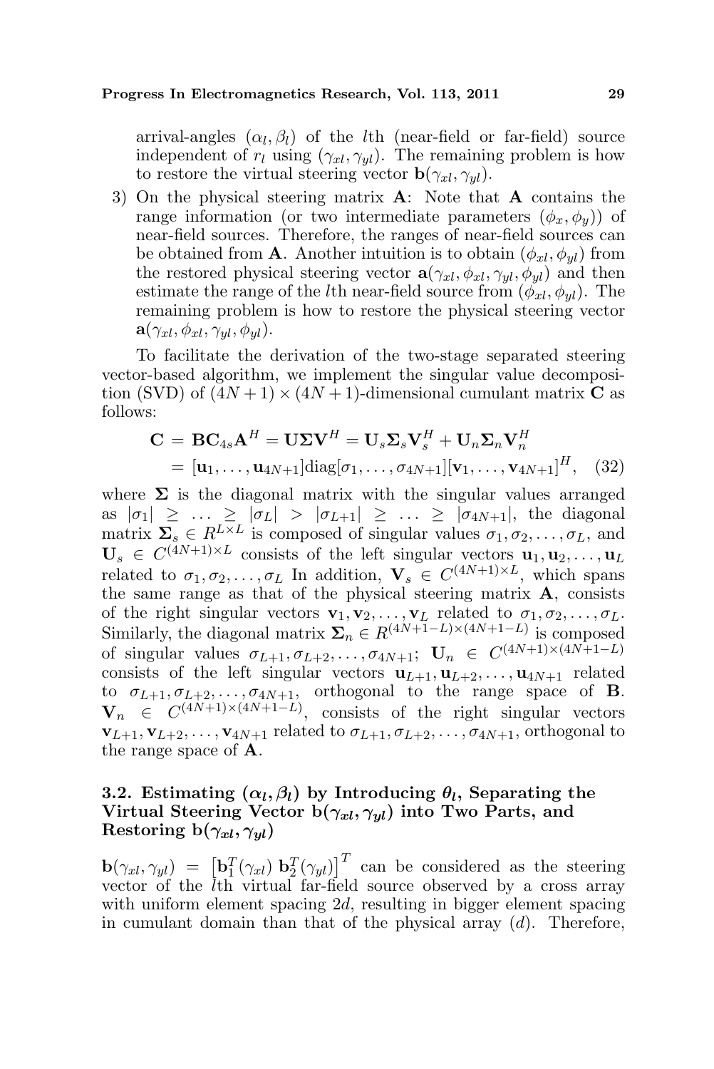arrival-angles $(\alpha_l, \beta_l)$ of the $l$th (near-field or far-field) source independent of $r_l$ using $(\gamma_{xl}, \gamma_{yl})$. The remaining problem is how to restore the virtual steering vector $\mathbf{b}(\gamma_{xl}, \gamma_{yl})$.

3) On the physical steering matrix $\mathbf{A}$: Note that $\mathbf{A}$ contains the range information (or two intermediate parameters $(\phi_x, \phi_y)$) of near-field sources. Therefore, the ranges of near-field sources can be obtained from $\mathbf{A}$. Another intuition is to obtain $(\phi_{xl}, \phi_{yl})$ from the restored physical steering vector $\mathbf{a}(\gamma_{xl}, \phi_{xl}, \gamma_{yl}, \phi_{yl})$ and then estimate the range of the $l$th near-field source from $(\phi_{xl}, \phi_{yl})$. The remaining problem is how to restore the physical steering vector $\mathbf{a}(\gamma_{xl}, \phi_{xl}, \gamma_{yl}, \phi_{yl})$.

To facilitate the derivation of the two-stage separated steering vector-based algorithm, we implement the singular value decomposition (SVD) of $(4N+1) \times (4N+1)$-dimensional cumulant matrix $\mathbf{C}$ as follows:

$$
\begin{aligned}
\mathbf{C} &= \mathbf{B}\mathbf{C}_{4s}\mathbf{A}^H = \mathbf{U}\boldsymbol{\Sigma}\mathbf{V}^H = \mathbf{U}_s\boldsymbol{\Sigma}_s\mathbf{V}_s^H + \mathbf{U}_n\boldsymbol{\Sigma}_n\mathbf{V}_n^H \\
&= [\mathbf{u}_1, \ldots, \mathbf{u}_{4N+1}]\text{diag}[\sigma_1, \ldots, \sigma_{4N+1}][\mathbf{v}_1, \ldots, \mathbf{v}_{4N+1}]^H, \quad (32)
\end{aligned}
$$

where $\boldsymbol{\Sigma}$ is the diagonal matrix with the singular values arranged as $|\sigma_1| \geq \ldots \geq |\sigma_L| > |\sigma_{L+1}| \geq \ldots \geq |\sigma_{4N+1}|$, the diagonal matrix $\boldsymbol{\Sigma}_s \in R^{L \times L}$ is composed of singular values $\sigma_1, \sigma_2, \ldots, \sigma_L$, and $\mathbf{U}_s \in C^{(4N+1) \times L}$ consists of the left singular vectors $\mathbf{u}_1, \mathbf{u}_2, \ldots, \mathbf{u}_L$ related to $\sigma_1, \sigma_2, \ldots, \sigma_L$ In addition, $\mathbf{V}_s \in C^{(4N+1) \times L}$, which spans the same range as that of the physical steering matrix $\mathbf{A}$, consists of the right singular vectors $\mathbf{v}_1, \mathbf{v}_2, \ldots, \mathbf{v}_L$ related to $\sigma_1, \sigma_2, \ldots, \sigma_L$. Similarly, the diagonal matrix $\boldsymbol{\Sigma}_n \in R^{(4N+1-L) \times (4N+1-L)}$ is composed of singular values $\sigma_{L+1}, \sigma_{L+2}, \ldots, \sigma_{4N+1}$; $\mathbf{U}_n \in C^{(4N+1) \times (4N+1-L)}$ consists of the left singular vectors $\mathbf{u}_{L+1}, \mathbf{u}_{L+2}, \ldots, \mathbf{u}_{4N+1}$ related to $\sigma_{L+1}, \sigma_{L+2}, \ldots, \sigma_{4N+1}$, orthogonal to the range space of $\mathbf{B}$. $\mathbf{V}_n \in C^{(4N+1) \times (4N+1-L)}$, consists of the right singular vectors $\mathbf{v}_{L+1}, \mathbf{v}_{L+2}, \ldots, \mathbf{v}_{4N+1}$ related to $\sigma_{L+1}, \sigma_{L+2}, \ldots, \sigma_{4N+1}$, orthogonal to the range space of $\mathbf{A}$.

### 3.2. Estimating $(\alpha_l, \beta_l)$ by Introducing $\theta_l$, Separating the Virtual Steering Vector $\mathbf{b}(\gamma_{xl}, \gamma_{yl})$ into Two Parts, and Restoring $\mathbf{b}(\gamma_{xl}, \gamma_{yl})$

$\mathbf{b}(\gamma_{xl}, \gamma_{yl}) = \left[\mathbf{b}_1^T(\gamma_{xl})\ \mathbf{b}_2^T(\gamma_{yl})\right]^T$ can be considered as the steering vector of the $l$th virtual far-field source observed by a cross array with uniform element spacing $2d$, resulting in bigger element spacing in cumulant domain than that of the physical array $(d)$. Therefore,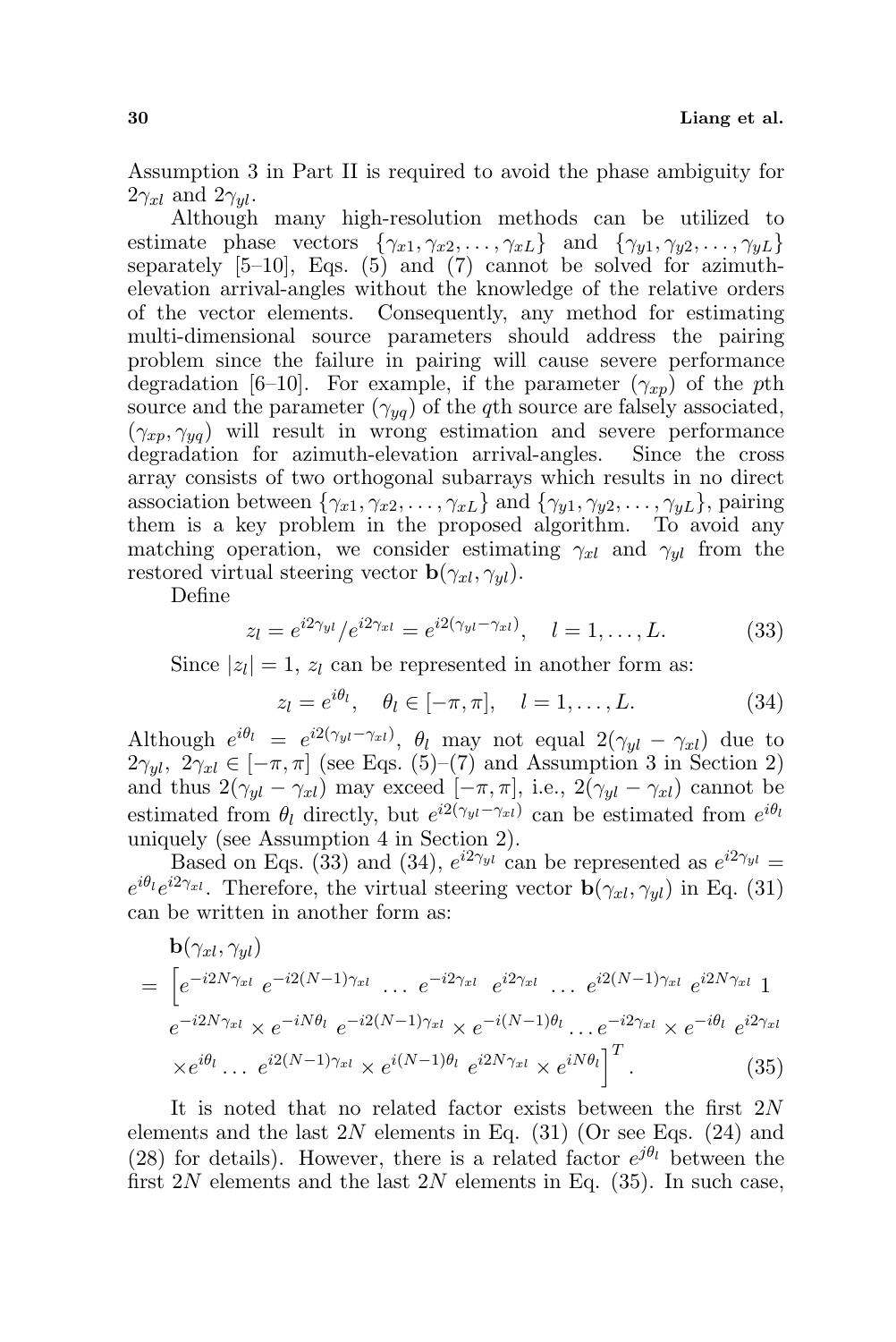Assumption 3 in Part II is required to avoid the phase ambiguity for $2\gamma_{xl}$ and $2\gamma_{yl}$.

Although many high-resolution methods can be utilized to estimate phase vectors $\{\gamma_{x1}, \gamma_{x2}, \ldots, \gamma_{xL}\}$ and $\{\gamma_{y1}, \gamma_{y2}, \ldots, \gamma_{yL}\}$ separately [5–10], Eqs. (5) and (7) cannot be solved for azimuth-elevation arrival-angles without the knowledge of the relative orders of the vector elements. Consequently, any method for estimating multi-dimensional source parameters should address the pairing problem since the failure in pairing will cause severe performance degradation [6–10]. For example, if the parameter $(\gamma_{xp})$ of the $p$th source and the parameter $(\gamma_{yq})$ of the $q$th source are falsely associated, $(\gamma_{xp}, \gamma_{yq})$ will result in wrong estimation and severe performance degradation for azimuth-elevation arrival-angles. Since the cross array consists of two orthogonal subarrays which results in no direct association between $\{\gamma_{x1}, \gamma_{x2}, \ldots, \gamma_{xL}\}$ and $\{\gamma_{y1}, \gamma_{y2}, \ldots, \gamma_{yL}\}$, pairing them is a key problem in the proposed algorithm. To avoid any matching operation, we consider estimating $\gamma_{xl}$ and $\gamma_{yl}$ from the restored virtual steering vector $\mathbf{b}(\gamma_{xl}, \gamma_{yl})$.

Define

$$z_l = e^{i2\gamma_{yl}}/e^{i2\gamma_{xl}} = e^{i2(\gamma_{yl}-\gamma_{xl})}, \quad l = 1, \ldots, L. \tag{33}$$

Since $|z_l| = 1$, $z_l$ can be represented in another form as:

$$z_l = e^{i\theta_l}, \quad \theta_l \in [-\pi, \pi], \quad l = 1, \ldots, L. \tag{34}$$

Although $e^{i\theta_l} = e^{i2(\gamma_{yl}-\gamma_{xl})}$, $\theta_l$ may not equal $2(\gamma_{yl} - \gamma_{xl})$ due to $2\gamma_{yl}$, $2\gamma_{xl} \in [-\pi, \pi]$ (see Eqs. (5)–(7) and Assumption 3 in Section 2) and thus $2(\gamma_{yl} - \gamma_{xl})$ may exceed $[-\pi, \pi]$, i.e., $2(\gamma_{yl} - \gamma_{xl})$ cannot be estimated from $\theta_l$ directly, but $e^{i2(\gamma_{yl}-\gamma_{xl})}$ can be estimated from $e^{i\theta_l}$ uniquely (see Assumption 4 in Section 2).

Based on Eqs. (33) and (34), $e^{i2\gamma_{yl}}$ can be represented as $e^{i2\gamma_{yl}} = e^{i\theta_l}e^{i2\gamma_{xl}}$. Therefore, the virtual steering vector $\mathbf{b}(\gamma_{xl}, \gamma_{yl})$ in Eq. (31) can be written in another form as:

$$\begin{aligned}
&\mathbf{b}(\gamma_{xl}, \gamma_{yl})\\
&= \Big[e^{-i2N\gamma_{xl}}\ e^{-i2(N-1)\gamma_{xl}}\ \ldots\ e^{-i2\gamma_{xl}}\ \ e^{i2\gamma_{xl}}\ \ldots\ e^{i2(N-1)\gamma_{xl}}\ e^{i2N\gamma_{xl}}\ 1\\
&\quad e^{-i2N\gamma_{xl}} \times e^{-iN\theta_l}\ e^{-i2(N-1)\gamma_{xl}} \times e^{-i(N-1)\theta_l} \ldots e^{-i2\gamma_{xl}} \times e^{-i\theta_l}\ e^{i2\gamma_{xl}}\\
&\quad \times e^{i\theta_l} \ldots\ e^{i2(N-1)\gamma_{xl}} \times e^{i(N-1)\theta_l}\ e^{i2N\gamma_{xl}} \times e^{iN\theta_l}\Big]^T.
\end{aligned} \tag{35}$$

It is noted that no related factor exists between the first $2N$ elements and the last $2N$ elements in Eq. (31) (Or see Eqs. (24) and (28) for details). However, there is a related factor $e^{j\theta_l}$ between the first $2N$ elements and the last $2N$ elements in Eq. (35). In such case,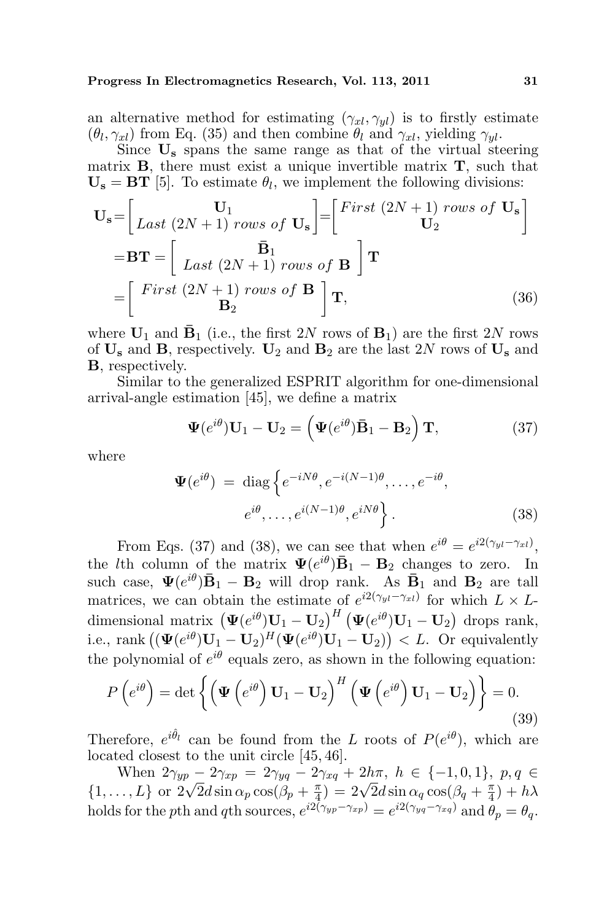an alternative method for estimating $(\gamma_{xl}, \gamma_{yl})$ is to firstly estimate $(\theta_l, \gamma_{xl})$ from Eq. (35) and then combine $\theta_l$ and $\gamma_{xl}$, yielding $\gamma_{yl}$.

Since $\mathbf{U_s}$ spans the same range as that of the virtual steering matrix $\mathbf{B}$, there must exist a unique invertible matrix $\mathbf{T}$, such that $\mathbf{U_s} = \mathbf{BT}$ [5]. To estimate $\theta_l$, we implement the following divisions:

$$\mathbf{U_s} = \begin{bmatrix} \mathbf{U}_1 \\ Last\ (2N+1)\ rows\ of\ \mathbf{U_s} \end{bmatrix} = \begin{bmatrix} First\ (2N+1)\ rows\ of\ \mathbf{U_s} \\ \mathbf{U}_2 \end{bmatrix}$$
$$= \mathbf{BT} = \begin{bmatrix} \bar{\mathbf{B}}_1 \\ Last\ (2N+1)\ rows\ of\ \mathbf{B} \end{bmatrix} \mathbf{T}$$
$$= \begin{bmatrix} First\ (2N+1)\ rows\ of\ \mathbf{B} \\ \mathbf{B}_2 \end{bmatrix} \mathbf{T}, \tag{36}$$

where $\mathbf{U}_1$ and $\bar{\mathbf{B}}_1$ (i.e., the first $2N$ rows of $\mathbf{B}_1$) are the first $2N$ rows of $\mathbf{U_s}$ and $\mathbf{B}$, respectively. $\mathbf{U}_2$ and $\mathbf{B}_2$ are the last $2N$ rows of $\mathbf{U_s}$ and $\mathbf{B}$, respectively.

Similar to the generalized ESPRIT algorithm for one-dimensional arrival-angle estimation [45], we define a matrix

$$\mathbf{\Psi}(e^{i\theta})\mathbf{U}_1 - \mathbf{U}_2 = \left(\mathbf{\Psi}(e^{i\theta})\bar{\mathbf{B}}_1 - \mathbf{B}_2\right)\mathbf{T}, \tag{37}$$

where

$$\mathbf{\Psi}(e^{i\theta}) = \mathrm{diag}\Big\{e^{-iN\theta}, e^{-i(N-1)\theta}, \ldots, e^{-i\theta}, e^{i\theta}, \ldots, e^{i(N-1)\theta}, e^{iN\theta}\Big\}. \tag{38}$$

From Eqs. (37) and (38), we can see that when $e^{i\theta} = e^{i2(\gamma_{yl}-\gamma_{xl})}$, the $l$th column of the matrix $\mathbf{\Psi}(e^{i\theta})\bar{\mathbf{B}}_1 - \mathbf{B}_2$ changes to zero. In such case, $\mathbf{\Psi}(e^{i\theta})\bar{\mathbf{B}}_1 - \mathbf{B}_2$ will drop rank. As $\bar{\mathbf{B}}_1$ and $\mathbf{B}_2$ are tall matrices, we can obtain the estimate of $e^{i2(\gamma_{yl}-\gamma_{xl})}$ for which $L \times L$-dimensional matrix $\left(\mathbf{\Psi}(e^{i\theta})\mathbf{U}_1 - \mathbf{U}_2\right)^H\left(\mathbf{\Psi}(e^{i\theta})\mathbf{U}_1 - \mathbf{U}_2\right)$ drops rank, i.e., rank $\left((\mathbf{\Psi}(e^{i\theta})\mathbf{U}_1 - \mathbf{U}_2)^H(\mathbf{\Psi}(e^{i\theta})\mathbf{U}_1 - \mathbf{U}_2)\right) < L$. Or equivalently the polynomial of $e^{i\theta}$ equals zero, as shown in the following equation:

$$P\left(e^{i\theta}\right) = \det\left\{\left(\mathbf{\Psi}\left(e^{i\theta}\right)\mathbf{U}_1 - \mathbf{U}_2\right)^H\left(\mathbf{\Psi}\left(e^{i\theta}\right)\mathbf{U}_1 - \mathbf{U}_2\right)\right\} = 0. \tag{39}$$

Therefore, $e^{i\hat{\theta}_l}$ can be found from the $L$ roots of $P(e^{i\theta})$, which are located closest to the unit circle [45, 46].

When $2\gamma_{yp} - 2\gamma_{xp} = 2\gamma_{yq} - 2\gamma_{xq} + 2h\pi$, $h \in \{-1, 0, 1\}$, $p, q \in \{1, \ldots, L\}$ or $2\sqrt{2}d\sin\alpha_p\cos(\beta_p + \frac{\pi}{4}) = 2\sqrt{2}d\sin\alpha_q\cos(\beta_q + \frac{\pi}{4}) + h\lambda$ holds for the $p$th and $q$th sources, $e^{i2(\gamma_{yp}-\gamma_{xp})} = e^{i2(\gamma_{yq}-\gamma_{xq})}$ and $\theta_p = \theta_q$.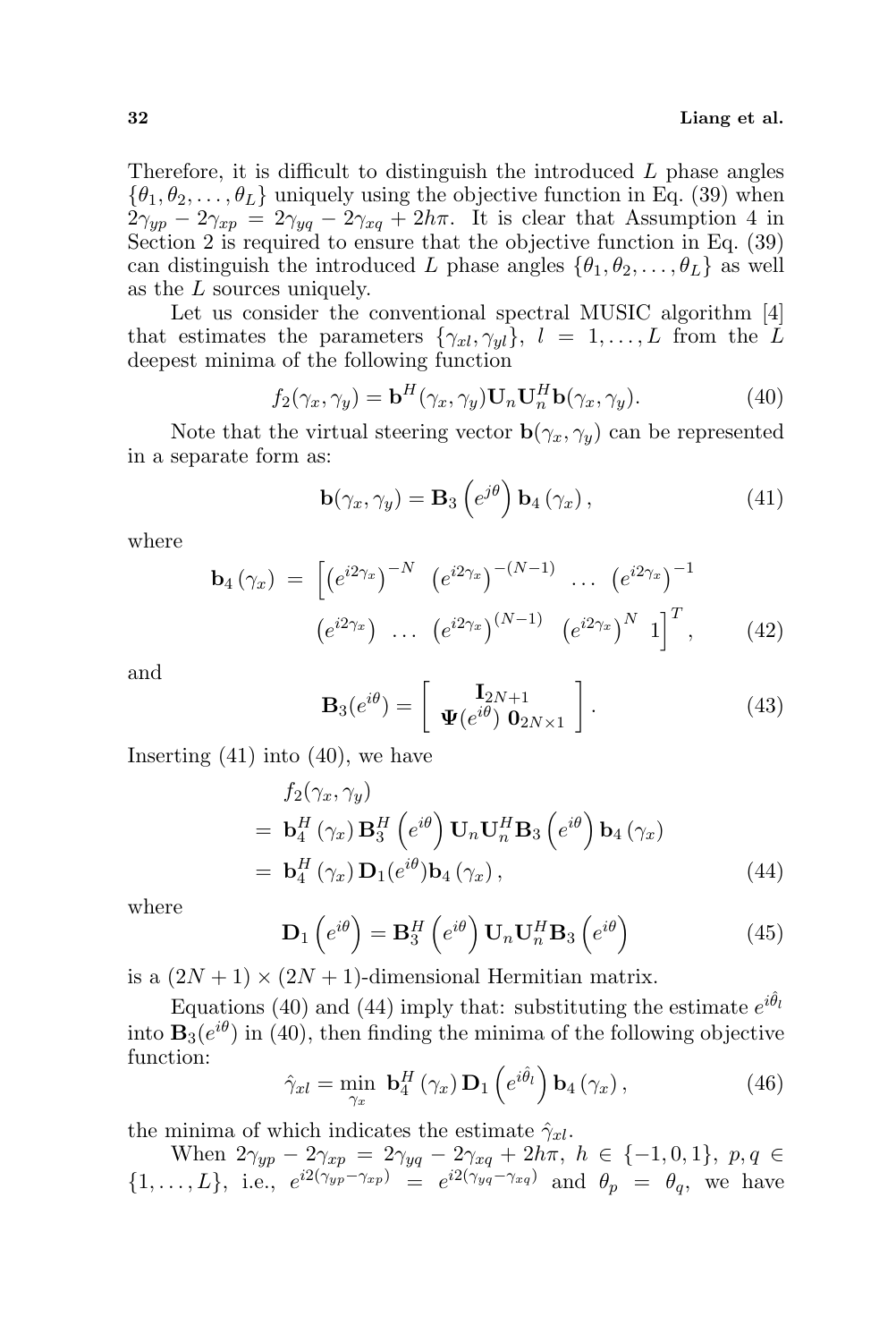Therefore, it is difficult to distinguish the introduced $L$ phase angles $\{\theta_1, \theta_2, \ldots, \theta_L\}$ uniquely using the objective function in Eq. (39) when $2\gamma_{yp} - 2\gamma_{xp} = 2\gamma_{yq} - 2\gamma_{xq} + 2h\pi$. It is clear that Assumption 4 in Section 2 is required to ensure that the objective function in Eq. (39) can distinguish the introduced $L$ phase angles $\{\theta_1, \theta_2, \ldots, \theta_L\}$ as well as the $L$ sources uniquely.

Let us consider the conventional spectral MUSIC algorithm [4] that estimates the parameters $\{\gamma_{xl}, \gamma_{yl}\}$, $l = 1, \ldots, L$ from the $L$ deepest minima of the following function

$$f_2(\gamma_x, \gamma_y) = \mathbf{b}^H(\gamma_x, \gamma_y)\mathbf{U}_n\mathbf{U}_n^H\mathbf{b}(\gamma_x, \gamma_y). \tag{40}$$

Note that the virtual steering vector $\mathbf{b}(\gamma_x, \gamma_y)$ can be represented in a separate form as:

$$\mathbf{b}(\gamma_x, \gamma_y) = \mathbf{B}_3\left(e^{j\theta}\right)\mathbf{b}_4\left(\gamma_x\right), \tag{41}$$

where

$$\begin{aligned}\mathbf{b}_4\left(\gamma_x\right) \;=\; \Big[&\left(e^{i2\gamma_x}\right)^{-N} \;\; \left(e^{i2\gamma_x}\right)^{-(N-1)} \;\; \ldots \;\; \left(e^{i2\gamma_x}\right)^{-1} \\ &\left(e^{i2\gamma_x}\right) \;\; \ldots \;\; \left(e^{i2\gamma_x}\right)^{(N-1)} \;\; \left(e^{i2\gamma_x}\right)^{N} \;\; 1\Big]^T,\end{aligned} \tag{42}$$

and

$$\mathbf{B}_3(e^{i\theta}) = \begin{bmatrix} \mathbf{I}_{2N+1} \\ \mathbf{\Psi}(e^{i\theta}) \; \mathbf{0}_{2N\times 1} \end{bmatrix}. \tag{43}$$

Inserting (41) into (40), we have

$$\begin{aligned}&f_2(\gamma_x, \gamma_y) \\ &= \mathbf{b}_4^H\left(\gamma_x\right)\mathbf{B}_3^H\left(e^{i\theta}\right)\mathbf{U}_n\mathbf{U}_n^H\mathbf{B}_3\left(e^{i\theta}\right)\mathbf{b}_4\left(\gamma_x\right) \\ &= \mathbf{b}_4^H\left(\gamma_x\right)\mathbf{D}_1(e^{i\theta})\mathbf{b}_4\left(\gamma_x\right),\end{aligned} \tag{44}$$

where

$$\mathbf{D}_1\left(e^{i\theta}\right) = \mathbf{B}_3^H\left(e^{i\theta}\right)\mathbf{U}_n\mathbf{U}_n^H\mathbf{B}_3\left(e^{i\theta}\right) \tag{45}$$

is a $(2N+1)\times(2N+1)$-dimensional Hermitian matrix.

Equations (40) and (44) imply that: substituting the estimate $e^{i\hat{\theta}_l}$ into $\mathbf{B}_3(e^{i\theta})$ in (40), then finding the minima of the following objective function:

$$\hat{\gamma}_{xl} = \min_{\gamma_x}\; \mathbf{b}_4^H\left(\gamma_x\right)\mathbf{D}_1\left(e^{i\hat{\theta}_l}\right)\mathbf{b}_4\left(\gamma_x\right), \tag{46}$$

the minima of which indicates the estimate $\hat{\gamma}_{xl}$.

When $2\gamma_{yp} - 2\gamma_{xp} = 2\gamma_{yq} - 2\gamma_{xq} + 2h\pi$, $h \in \{-1, 0, 1\}$, $p, q \in \{1, \ldots, L\}$, i.e., $e^{i2(\gamma_{yp}-\gamma_{xp})} = e^{i2(\gamma_{yq}-\gamma_{xq})}$ and $\theta_p = \theta_q$, we have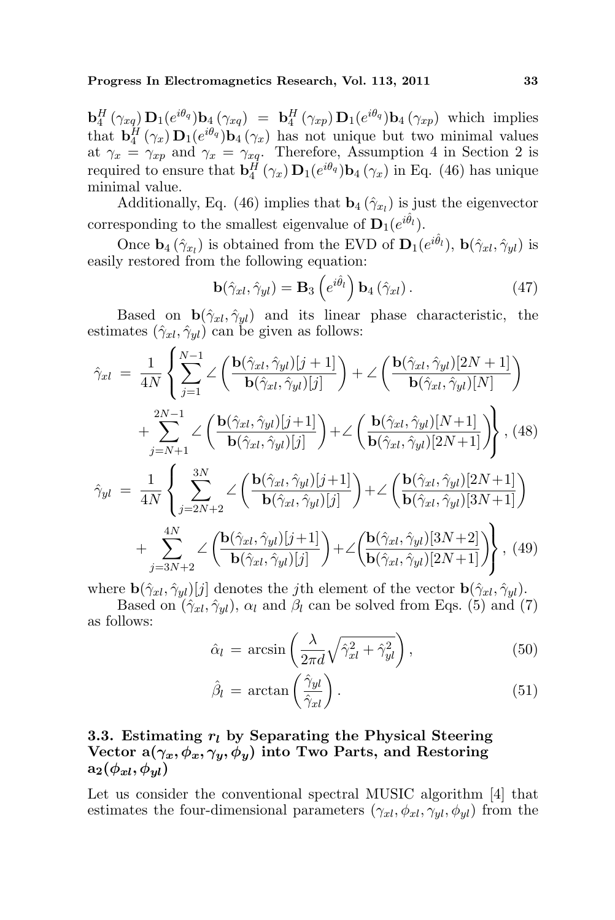$\mathbf{b}_4^H(\gamma_{xq})\mathbf{D}_1(e^{i\theta_q})\mathbf{b}_4(\gamma_{xq}) = \mathbf{b}_4^H(\gamma_{xp})\mathbf{D}_1(e^{i\theta_q})\mathbf{b}_4(\gamma_{xp})$ which implies that $\mathbf{b}_4^H(\gamma_x)\mathbf{D}_1(e^{i\theta_q})\mathbf{b}_4(\gamma_x)$ has not unique but two minimal values at $\gamma_x = \gamma_{xp}$ and $\gamma_x = \gamma_{xq}$. Therefore, Assumption 4 in Section 2 is required to ensure that $\mathbf{b}_4^H(\gamma_x)\mathbf{D}_1(e^{i\theta_q})\mathbf{b}_4(\gamma_x)$ in Eq. (46) has unique minimal value.

Additionally, Eq. (46) implies that $\mathbf{b}_4(\hat{\gamma}_{x_l})$ is just the eigenvector corresponding to the smallest eigenvalue of $\mathbf{D}_1(e^{i\hat{\theta}_l})$.

Once $\mathbf{b}_4(\hat{\gamma}_{x_l})$ is obtained from the EVD of $\mathbf{D}_1(e^{i\hat{\theta}_l})$, $\mathbf{b}(\hat{\gamma}_{xl}, \hat{\gamma}_{yl})$ is easily restored from the following equation:

$$\mathbf{b}(\hat{\gamma}_{xl}, \hat{\gamma}_{yl}) = \mathbf{B}_3\left(e^{i\hat{\theta}_l}\right)\mathbf{b}_4(\hat{\gamma}_{xl}). \tag{47}$$

Based on $\mathbf{b}(\hat{\gamma}_{xl}, \hat{\gamma}_{yl})$ and its linear phase characteristic, the estimates $(\hat{\gamma}_{xl}, \hat{\gamma}_{yl})$ can be given as follows:

$$\begin{aligned}\hat{\gamma}_{xl} = \frac{1}{4N}\Bigg\{&\sum_{j=1}^{N-1}\angle\left(\frac{\mathbf{b}(\hat{\gamma}_{xl}, \hat{\gamma}_{yl})[j+1]}{\mathbf{b}(\hat{\gamma}_{xl}, \hat{\gamma}_{yl})[j]}\right) + \angle\left(\frac{\mathbf{b}(\hat{\gamma}_{xl}, \hat{\gamma}_{yl})[2N+1]}{\mathbf{b}(\hat{\gamma}_{xl}, \hat{\gamma}_{yl})[N]}\right) \\ &+ \sum_{j=N+1}^{2N-1}\angle\left(\frac{\mathbf{b}(\hat{\gamma}_{xl}, \hat{\gamma}_{yl})[j+1]}{\mathbf{b}(\hat{\gamma}_{xl}, \hat{\gamma}_{yl})[j]}\right) + \angle\left(\frac{\mathbf{b}(\hat{\gamma}_{xl}, \hat{\gamma}_{yl})[N+1]}{\mathbf{b}(\hat{\gamma}_{xl}, \hat{\gamma}_{yl})[2N+1]}\right)\Bigg\}, \end{aligned} \tag{48}$$

$$\begin{aligned}\hat{\gamma}_{yl} = \frac{1}{4N}\Bigg\{&\sum_{j=2N+2}^{3N}\angle\left(\frac{\mathbf{b}(\hat{\gamma}_{xl}, \hat{\gamma}_{yl})[j+1]}{\mathbf{b}(\hat{\gamma}_{xl}, \hat{\gamma}_{yl})[j]}\right) + \angle\left(\frac{\mathbf{b}(\hat{\gamma}_{xl}, \hat{\gamma}_{yl})[2N+1]}{\mathbf{b}(\hat{\gamma}_{xl}, \hat{\gamma}_{yl})[3N+1]}\right) \\ &+ \sum_{j=3N+2}^{4N}\angle\left(\frac{\mathbf{b}(\hat{\gamma}_{xl}, \hat{\gamma}_{yl})[j+1]}{\mathbf{b}(\hat{\gamma}_{xl}, \hat{\gamma}_{yl})[j]}\right) + \angle\left(\frac{\mathbf{b}(\hat{\gamma}_{xl}, \hat{\gamma}_{yl})[3N+2]}{\mathbf{b}(\hat{\gamma}_{xl}, \hat{\gamma}_{yl})[2N+1]}\right)\Bigg\}, \end{aligned} \tag{49}$$

where $\mathbf{b}(\hat{\gamma}_{xl}, \hat{\gamma}_{yl})[j]$ denotes the $j$th element of the vector $\mathbf{b}(\hat{\gamma}_{xl}, \hat{\gamma}_{yl})$.

Based on $(\hat{\gamma}_{xl}, \hat{\gamma}_{yl})$, $\alpha_l$ and $\beta_l$ can be solved from Eqs. (5) and (7) as follows:

$$\hat{\alpha}_l = \arcsin\left(\frac{\lambda}{2\pi d}\sqrt{\hat{\gamma}_{xl}^2 + \hat{\gamma}_{yl}^2}\right), \tag{50}$$

$$\hat{\beta}_l = \arctan\left(\frac{\hat{\gamma}_{yl}}{\hat{\gamma}_{xl}}\right). \tag{51}$$

### 3.3. Estimating $r_l$ by Separating the Physical Steering Vector $\mathbf{a}(\gamma_x, \phi_x, \gamma_y, \phi_y)$ into Two Parts, and Restoring $\mathbf{a}_2(\phi_{xl}, \phi_{yl})$

Let us consider the conventional spectral MUSIC algorithm [4] that estimates the four-dimensional parameters $(\gamma_{xl}, \phi_{xl}, \gamma_{yl}, \phi_{yl})$ from the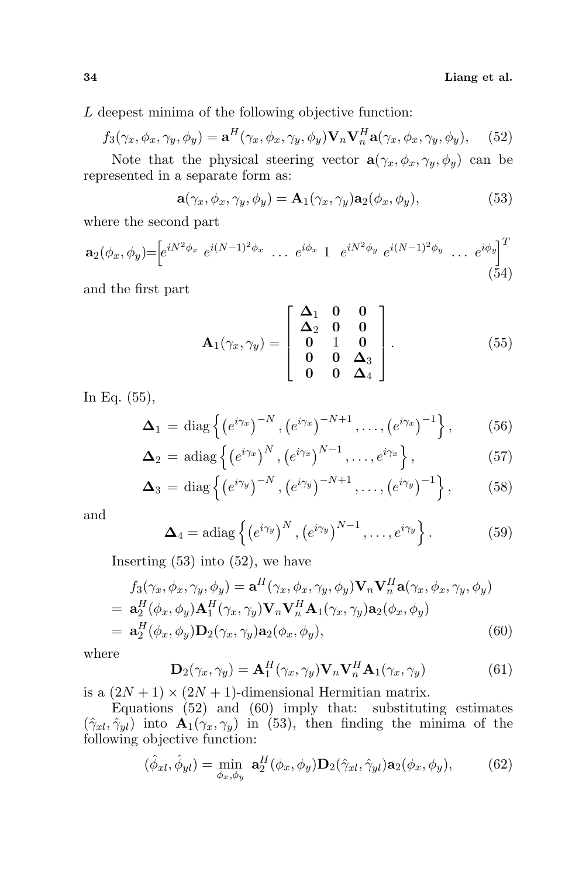$L$ deepest minima of the following objective function:

$$f_3(\gamma_x, \phi_x, \gamma_y, \phi_y) = \mathbf{a}^H(\gamma_x, \phi_x, \gamma_y, \phi_y)\mathbf{V}_n\mathbf{V}_n^H\mathbf{a}(\gamma_x, \phi_x, \gamma_y, \phi_y), \quad (52)$$

Note that the physical steering vector $\mathbf{a}(\gamma_x, \phi_x, \gamma_y, \phi_y)$ can be represented in a separate form as:

$$\mathbf{a}(\gamma_x, \phi_x, \gamma_y, \phi_y) = \mathbf{A}_1(\gamma_x, \gamma_y)\mathbf{a}_2(\phi_x, \phi_y), \quad (53)$$

where the second part

$$\mathbf{a}_2(\phi_x, \phi_y) = \left[e^{iN^2\phi_x} \ e^{i(N-1)^2\phi_x} \ \ldots \ e^{i\phi_x} \ 1 \ \ e^{iN^2\phi_y} \ e^{i(N-1)^2\phi_y} \ \ldots \ e^{i\phi_y}\right]^T \quad (54)$$

and the first part

$$\mathbf{A}_1(\gamma_x, \gamma_y) = \begin{bmatrix} \boldsymbol{\Delta}_1 & \mathbf{0} & \mathbf{0} \\ \boldsymbol{\Delta}_2 & \mathbf{0} & \mathbf{0} \\ \mathbf{0} & 1 & \mathbf{0} \\ \mathbf{0} & \mathbf{0} & \boldsymbol{\Delta}_3 \\ \mathbf{0} & \mathbf{0} & \boldsymbol{\Delta}_4 \end{bmatrix}. \quad (55)$$

In Eq. (55),

$$\boldsymbol{\Delta}_1 = \operatorname{diag}\left\{\left(e^{i\gamma_x}\right)^{-N}, \left(e^{i\gamma_x}\right)^{-N+1}, \ldots, \left(e^{i\gamma_x}\right)^{-1}\right\}, \quad (56)$$

$$\boldsymbol{\Delta}_2 = \operatorname{adiag}\left\{\left(e^{i\gamma_x}\right)^{N}, \left(e^{i\gamma_x}\right)^{N-1}, \ldots, e^{i\gamma_x}\right\}, \quad (57)$$

$$\boldsymbol{\Delta}_3 = \operatorname{diag}\left\{\left(e^{i\gamma_y}\right)^{-N}, \left(e^{i\gamma_y}\right)^{-N+1}, \ldots, \left(e^{i\gamma_y}\right)^{-1}\right\}, \quad (58)$$

and

$$\boldsymbol{\Delta}_4 = \operatorname{adiag}\left\{\left(e^{i\gamma_y}\right)^{N}, \left(e^{i\gamma_y}\right)^{N-1}, \ldots, e^{i\gamma_y}\right\}. \quad (59)$$

Inserting (53) into (52), we have

$$\begin{aligned} & f_3(\gamma_x, \phi_x, \gamma_y, \phi_y) = \mathbf{a}^H(\gamma_x, \phi_x, \gamma_y, \phi_y)\mathbf{V}_n\mathbf{V}_n^H\mathbf{a}(\gamma_x, \phi_x, \gamma_y, \phi_y) \\ = & \ \mathbf{a}_2^H(\phi_x, \phi_y)\mathbf{A}_1^H(\gamma_x, \gamma_y)\mathbf{V}_n\mathbf{V}_n^H\mathbf{A}_1(\gamma_x, \gamma_y)\mathbf{a}_2(\phi_x, \phi_y) \\ = & \ \mathbf{a}_2^H(\phi_x, \phi_y)\mathbf{D}_2(\gamma_x, \gamma_y)\mathbf{a}_2(\phi_x, \phi_y), \end{aligned} \quad (60)$$

where

$$\mathbf{D}_2(\gamma_x, \gamma_y) = \mathbf{A}_1^H(\gamma_x, \gamma_y)\mathbf{V}_n\mathbf{V}_n^H\mathbf{A}_1(\gamma_x, \gamma_y) \quad (61)$$

is a $(2N+1) \times (2N+1)$-dimensional Hermitian matrix.

Equations (52) and (60) imply that: substituting estimates $(\hat{\gamma}_{xl}, \hat{\gamma}_{yl})$ into $\mathbf{A}_1(\gamma_x, \gamma_y)$ in (53), then finding the minima of the following objective function:

$$(\hat{\phi}_{xl}, \hat{\phi}_{yl}) = \min_{\phi_x, \phi_y} \ \mathbf{a}_2^H(\phi_x, \phi_y)\mathbf{D}_2(\hat{\gamma}_{xl}, \hat{\gamma}_{yl})\mathbf{a}_2(\phi_x, \phi_y), \quad (62)$$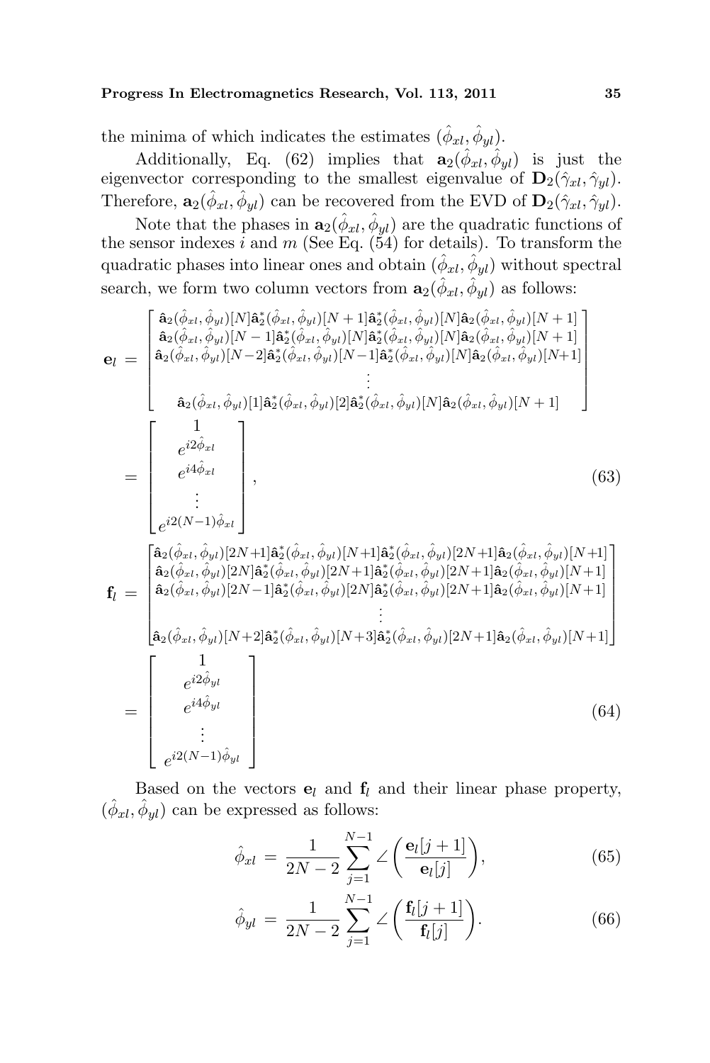the minima of which indicates the estimates $(\hat{\phi}_{xl}, \hat{\phi}_{yl})$.

Additionally, Eq. (62) implies that $\mathbf{a}_2(\hat{\phi}_{xl}, \hat{\phi}_{yl})$ is just the eigenvector corresponding to the smallest eigenvalue of $\mathbf{D}_2(\hat{\gamma}_{xl}, \hat{\gamma}_{yl})$. Therefore, $\mathbf{a}_2(\hat{\phi}_{xl}, \hat{\phi}_{yl})$ can be recovered from the EVD of $\mathbf{D}_2(\hat{\gamma}_{xl}, \hat{\gamma}_{yl})$.

Note that the phases in $\mathbf{a}_2(\hat{\phi}_{xl}, \hat{\phi}_{yl})$ are the quadratic functions of the sensor indexes $i$ and $m$ (See Eq. (54) for details). To transform the quadratic phases into linear ones and obtain $(\hat{\phi}_{xl}, \hat{\phi}_{yl})$ without spectral search, we form two column vectors from $\mathbf{a}_2(\hat{\phi}_{xl}, \hat{\phi}_{yl})$ as follows:

$$
\mathbf{e}_l = \begin{bmatrix} \hat{\mathbf{a}}_2(\hat{\phi}_{xl}, \hat{\phi}_{yl})[N]\hat{\mathbf{a}}_2^*(\hat{\phi}_{xl}, \hat{\phi}_{yl})[N+1]\hat{\mathbf{a}}_2^*(\hat{\phi}_{xl}, \hat{\phi}_{yl})[N]\hat{\mathbf{a}}_2(\hat{\phi}_{xl}, \hat{\phi}_{yl})[N+1] \\ \hat{\mathbf{a}}_2(\hat{\phi}_{xl}, \hat{\phi}_{yl})[N-1]\hat{\mathbf{a}}_2^*(\hat{\phi}_{xl}, \hat{\phi}_{yl})[N]\hat{\mathbf{a}}_2^*(\hat{\phi}_{xl}, \hat{\phi}_{yl})[N]\hat{\mathbf{a}}_2(\hat{\phi}_{xl}, \hat{\phi}_{yl})[N+1] \\ \hat{\mathbf{a}}_2(\hat{\phi}_{xl}, \hat{\phi}_{yl})[N-2]\hat{\mathbf{a}}_2^*(\hat{\phi}_{xl}, \hat{\phi}_{yl})[N-1]\hat{\mathbf{a}}_2^*(\hat{\phi}_{xl}, \hat{\phi}_{yl})[N]\hat{\mathbf{a}}_2(\hat{\phi}_{xl}, \hat{\phi}_{yl})[N+1] \\ \vdots \\ \hat{\mathbf{a}}_2(\hat{\phi}_{xl}, \hat{\phi}_{yl})[1]\hat{\mathbf{a}}_2^*(\hat{\phi}_{xl}, \hat{\phi}_{yl})[2]\hat{\mathbf{a}}_2^*(\hat{\phi}_{xl}, \hat{\phi}_{yl})[N]\hat{\mathbf{a}}_2(\hat{\phi}_{xl}, \hat{\phi}_{yl})[N+1] \end{bmatrix}
= \begin{bmatrix} 1 \\ e^{i2\hat{\phi}_{xl}} \\ e^{i4\hat{\phi}_{xl}} \\ \vdots \\ e^{i2(N-1)\hat{\phi}_{xl}} \end{bmatrix}, \tag{63}
$$

$$
\mathbf{f}_l = \begin{bmatrix} \hat{\mathbf{a}}_2(\hat{\phi}_{xl}, \hat{\phi}_{yl})[2N+1]\hat{\mathbf{a}}_2^*(\hat{\phi}_{xl}, \hat{\phi}_{yl})[N+1]\hat{\mathbf{a}}_2^*(\hat{\phi}_{xl}, \hat{\phi}_{yl})[2N+1]\hat{\mathbf{a}}_2(\hat{\phi}_{xl}, \hat{\phi}_{yl})[N+1] \\ \hat{\mathbf{a}}_2(\hat{\phi}_{xl}, \hat{\phi}_{yl})[2N]\hat{\mathbf{a}}_2^*(\hat{\phi}_{xl}, \hat{\phi}_{yl})[2N+1]\hat{\mathbf{a}}_2^*(\hat{\phi}_{xl}, \hat{\phi}_{yl})[2N+1]\hat{\mathbf{a}}_2(\hat{\phi}_{xl}, \hat{\phi}_{yl})[N+1] \\ \hat{\mathbf{a}}_2(\hat{\phi}_{xl}, \hat{\phi}_{yl})[2N-1]\hat{\mathbf{a}}_2^*(\hat{\phi}_{xl}, \hat{\phi}_{yl})[2N]\hat{\mathbf{a}}_2^*(\hat{\phi}_{xl}, \hat{\phi}_{yl})[2N+1]\hat{\mathbf{a}}_2(\hat{\phi}_{xl}, \hat{\phi}_{yl})[N+1] \\ \vdots \\ \hat{\mathbf{a}}_2(\hat{\phi}_{xl}, \hat{\phi}_{yl})[N+2]\hat{\mathbf{a}}_2^*(\hat{\phi}_{xl}, \hat{\phi}_{yl})[N+3]\hat{\mathbf{a}}_2^*(\hat{\phi}_{xl}, \hat{\phi}_{yl})[2N+1]\hat{\mathbf{a}}_2(\hat{\phi}_{xl}, \hat{\phi}_{yl})[N+1] \end{bmatrix}
= \begin{bmatrix} 1 \\ e^{i2\hat{\phi}_{yl}} \\ e^{i4\hat{\phi}_{yl}} \\ \vdots \\ e^{i2(N-1)\hat{\phi}_{yl}} \end{bmatrix} \tag{64}
$$

Based on the vectors $\mathbf{e}_l$ and $\mathbf{f}_l$ and their linear phase property, $(\hat{\phi}_{xl}, \hat{\phi}_{yl})$ can be expressed as follows:

$$
\hat{\phi}_{xl} = \frac{1}{2N-2} \sum_{j=1}^{N-1} \angle\left(\frac{\mathbf{e}_l[j+1]}{\mathbf{e}_l[j]}\right), \tag{65}
$$

$$
\hat{\phi}_{yl} = \frac{1}{2N-2} \sum_{j=1}^{N-1} \angle\left(\frac{\mathbf{f}_l[j+1]}{\mathbf{f}_l[j]}\right). \tag{66}
$$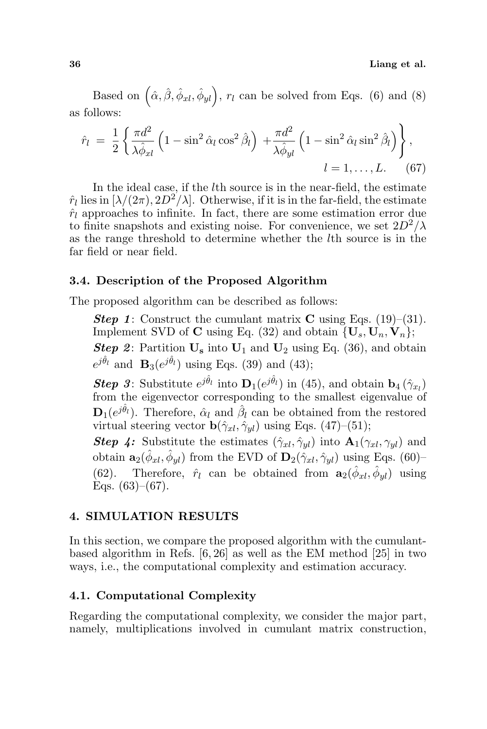Based on $\left(\hat{\alpha}, \hat{\beta}, \hat{\phi}_{xl}, \hat{\phi}_{yl}\right)$, $r_l$ can be solved from Eqs. (6) and (8) as follows:

$$\hat{r}_l = \frac{1}{2}\left\{\frac{\pi d^2}{\lambda \hat{\phi}_{xl}}\left(1 - \sin^2 \hat{\alpha}_l \cos^2 \hat{\beta}_l\right) + \frac{\pi d^2}{\lambda \hat{\phi}_{yl}}\left(1 - \sin^2 \hat{\alpha}_l \sin^2 \hat{\beta}_l\right)\right\}, \quad l = 1, \ldots, L. \tag{67}$$

In the ideal case, if the $l$th source is in the near-field, the estimate $\hat{r}_l$ lies in $[\lambda/(2\pi), 2D^2/\lambda]$. Otherwise, if it is in the far-field, the estimate $\hat{r}_l$ approaches to infinite. In fact, there are some estimation error due to finite snapshots and existing noise. For convenience, we set $2D^2/\lambda$ as the range threshold to determine whether the $l$th source is in the far field or near field.

### 3.4. Description of the Proposed Algorithm

The proposed algorithm can be described as follows:

***Step 1***: Construct the cumulant matrix $\mathbf{C}$ using Eqs. (19)–(31). Implement SVD of $\mathbf{C}$ using Eq. (32) and obtain $\{\mathbf{U}_s, \mathbf{U}_n, \mathbf{V}_n\}$;

***Step 2***: Partition $\mathbf{U_s}$ into $\mathbf{U}_1$ and $\mathbf{U}_2$ using Eq. (36), and obtain $e^{j\hat{\theta}_l}$ and $\mathbf{B}_3(e^{j\hat{\theta}_l})$ using Eqs. (39) and (43);

***Step 3***: Substitute $e^{j\hat{\theta}_l}$ into $\mathbf{D}_1(e^{j\hat{\theta}_l})$ in (45), and obtain $\mathbf{b}_4\left(\hat{\gamma}_{x_l}\right)$ from the eigenvector corresponding to the smallest eigenvalue of $\mathbf{D}_1(e^{j\hat{\theta}_l})$. Therefore, $\hat{\alpha}_l$ and $\hat{\beta}_l$ can be obtained from the restored virtual steering vector $\mathbf{b}(\hat{\gamma}_{xl}, \hat{\gamma}_{yl})$ using Eqs. (47)–(51);

***Step 4:*** Substitute the estimates $(\hat{\gamma}_{xl}, \hat{\gamma}_{yl})$ into $\mathbf{A}_1(\gamma_{xl}, \gamma_{yl})$ and obtain $\mathbf{a}_2(\hat{\phi}_{xl}, \hat{\phi}_{yl})$ from the EVD of $\mathbf{D}_2(\hat{\gamma}_{xl}, \hat{\gamma}_{yl})$ using Eqs. (60)–(62). Therefore, $\hat{r}_l$ can be obtained from $\mathbf{a}_2(\hat{\phi}_{xl}, \hat{\phi}_{yl})$ using Eqs. (63)–(67).

## 4. SIMULATION RESULTS

In this section, we compare the proposed algorithm with the cumulant-based algorithm in Refs. [6, 26] as well as the EM method [25] in two ways, i.e., the computational complexity and estimation accuracy.

### 4.1. Computational Complexity

Regarding the computational complexity, we consider the major part, namely, multiplications involved in cumulant matrix construction,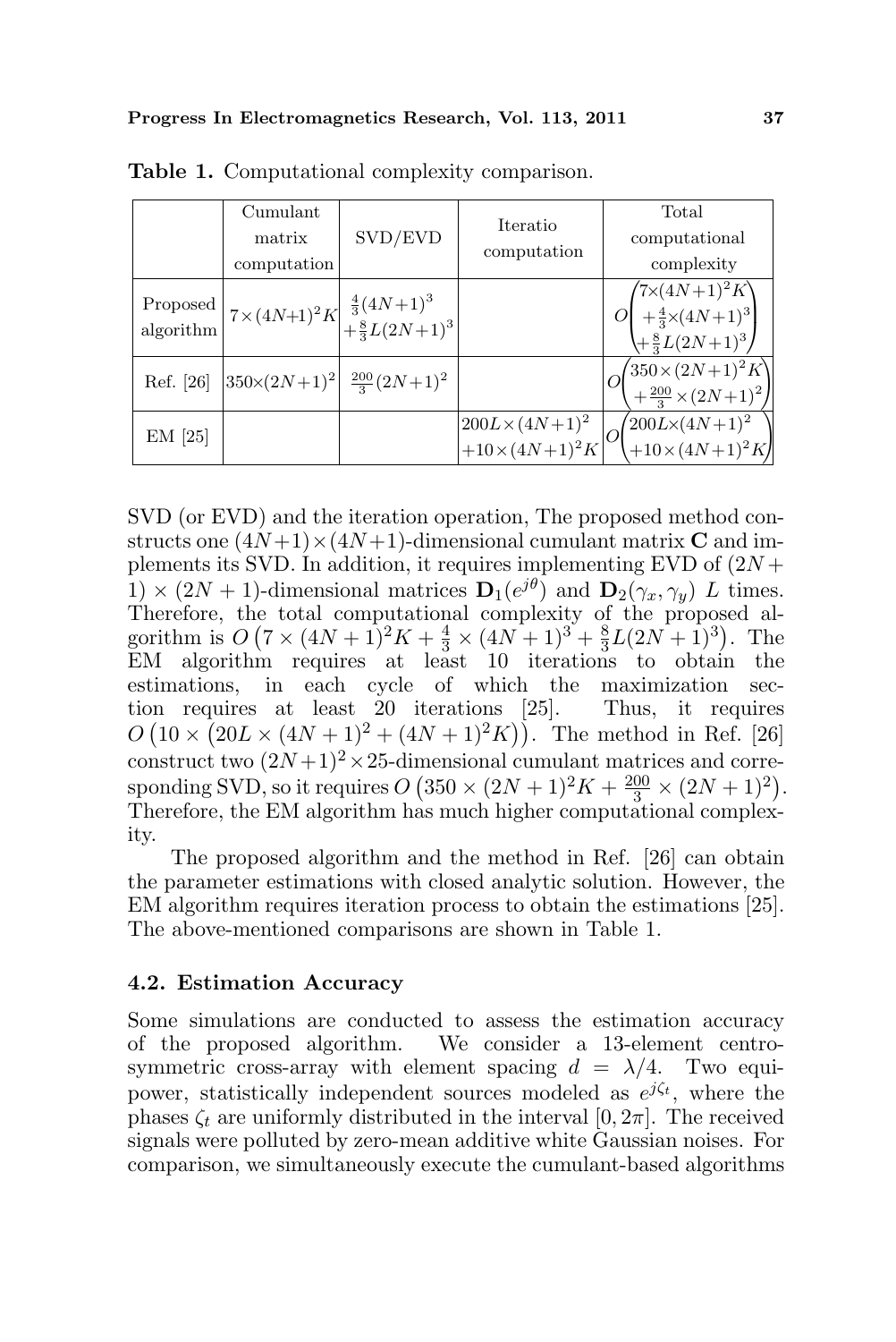**Table 1.** Computational complexity comparison.

| | Cumulant matrix computation | SVD/EVD | Iteratio computation | Total computational complexity |
|---|---|---|---|---|
| Proposed algorithm | $7\times(4N+1)^2K$ | $\frac{4}{3}(4N+1)^3 + \frac{8}{3}L(2N+1)^3$ | | $O\begin{pmatrix} 7\times(4N+1)^2K \\ +\frac{4}{3}\times(4N+1)^3 \\ +\frac{8}{3}L(2N+1)^3 \end{pmatrix}$ |
| Ref. [26] | $350\times(2N+1)^2$ | $\frac{200}{3}(2N+1)^2$ | | $O\begin{pmatrix} 350\times(2N+1)^2K \\ +\frac{200}{3}\times(2N+1)^2 \end{pmatrix}$ |
| EM [25] | | | $200L\times(4N+1)^2$ $+10\times(4N+1)^2K$ | $O\begin{pmatrix} 200L\times(4N+1)^2 \\ +10\times(4N+1)^2K \end{pmatrix}$ |

SVD (or EVD) and the iteration operation, The proposed method constructs one $(4N+1)\times(4N+1)$-dimensional cumulant matrix $\mathbf{C}$ and implements its SVD. In addition, it requires implementing EVD of $(2N+1)\times(2N+1)$-dimensional matrices $\mathbf{D}_1(e^{j\theta})$ and $\mathbf{D}_2(\gamma_x, \gamma_y)$ $L$ times. Therefore, the total computational complexity of the proposed algorithm is $O\left(7\times(4N+1)^2K + \frac{4}{3}\times(4N+1)^3 + \frac{8}{3}L(2N+1)^3\right)$. The EM algorithm requires at least 10 iterations to obtain the estimations, in each cycle of which the maximization section requires at least 20 iterations [25]. Thus, it requires $O\left(10\times\left(20L\times(4N+1)^2 + (4N+1)^2K\right)\right)$. The method in Ref. [26] construct two $(2N+1)^2\times 25$-dimensional cumulant matrices and corresponding SVD, so it requires $O\left(350\times(2N+1)^2K + \frac{200}{3}\times(2N+1)^2\right)$. Therefore, the EM algorithm has much higher computational complexity.

The proposed algorithm and the method in Ref. [26] can obtain the parameter estimations with closed analytic solution. However, the EM algorithm requires iteration process to obtain the estimations [25]. The above-mentioned comparisons are shown in Table 1.

### 4.2. Estimation Accuracy

Some simulations are conducted to assess the estimation accuracy of the proposed algorithm. We consider a 13-element centro-symmetric cross-array with element spacing $d = \lambda/4$. Two equi-power, statistically independent sources modeled as $e^{j\zeta_t}$, where the phases $\zeta_t$ are uniformly distributed in the interval $[0, 2\pi]$. The received signals were polluted by zero-mean additive white Gaussian noises. For comparison, we simultaneously execute the cumulant-based algorithms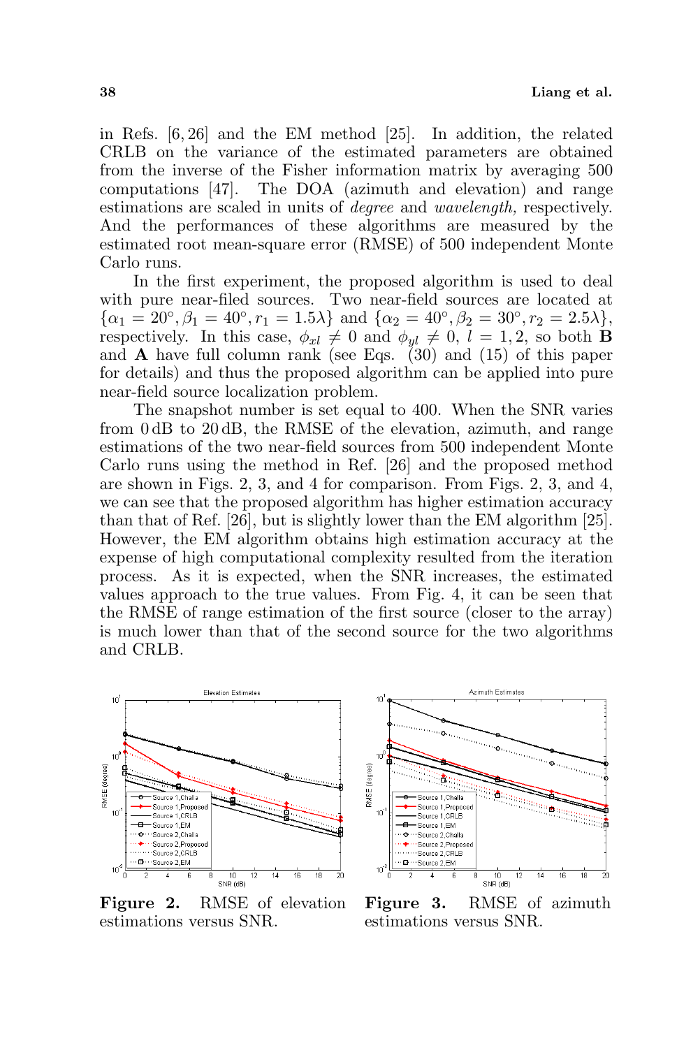in Refs. [6, 26] and the EM method [25]. In addition, the related CRLB on the variance of the estimated parameters are obtained from the inverse of the Fisher information matrix by averaging 500 computations [47]. The DOA (azimuth and elevation) and range estimations are scaled in units of *degree* and *wavelength,* respectively. And the performances of these algorithms are measured by the estimated root mean-square error (RMSE) of 500 independent Monte Carlo runs.

In the first experiment, the proposed algorithm is used to deal with pure near-filed sources. Two near-field sources are located at $\{\alpha_1 = 20°, \beta_1 = 40°, r_1 = 1.5\lambda\}$ and $\{\alpha_2 = 40°, \beta_2 = 30°, r_2 = 2.5\lambda\}$, respectively. In this case, $\phi_{xl} \neq 0$ and $\phi_{yl} \neq 0$, $l = 1, 2$, so both $\mathbf{B}$ and $\mathbf{A}$ have full column rank (see Eqs. (30) and (15) of this paper for details) and thus the proposed algorithm can be applied into pure near-field source localization problem.

The snapshot number is set equal to 400. When the SNR varies from 0 dB to 20 dB, the RMSE of the elevation, azimuth, and range estimations of the two near-field sources from 500 independent Monte Carlo runs using the method in Ref. [26] and the proposed method are shown in Figs. 2, 3, and 4 for comparison. From Figs. 2, 3, and 4, we can see that the proposed algorithm has higher estimation accuracy than that of Ref. [26], but is slightly lower than the EM algorithm [25]. However, the EM algorithm obtains high estimation accuracy at the expense of high computational complexity resulted from the iteration process. As it is expected, when the SNR increases, the estimated values approach to the true values. From Fig. 4, it can be seen that the RMSE of range estimation of the first source (closer to the array) is much lower than that of the second source for the two algorithms and CRLB.

**Figure 2.** RMSE of elevation estimations versus SNR.

**Figure 3.** RMSE of azimuth estimations versus SNR.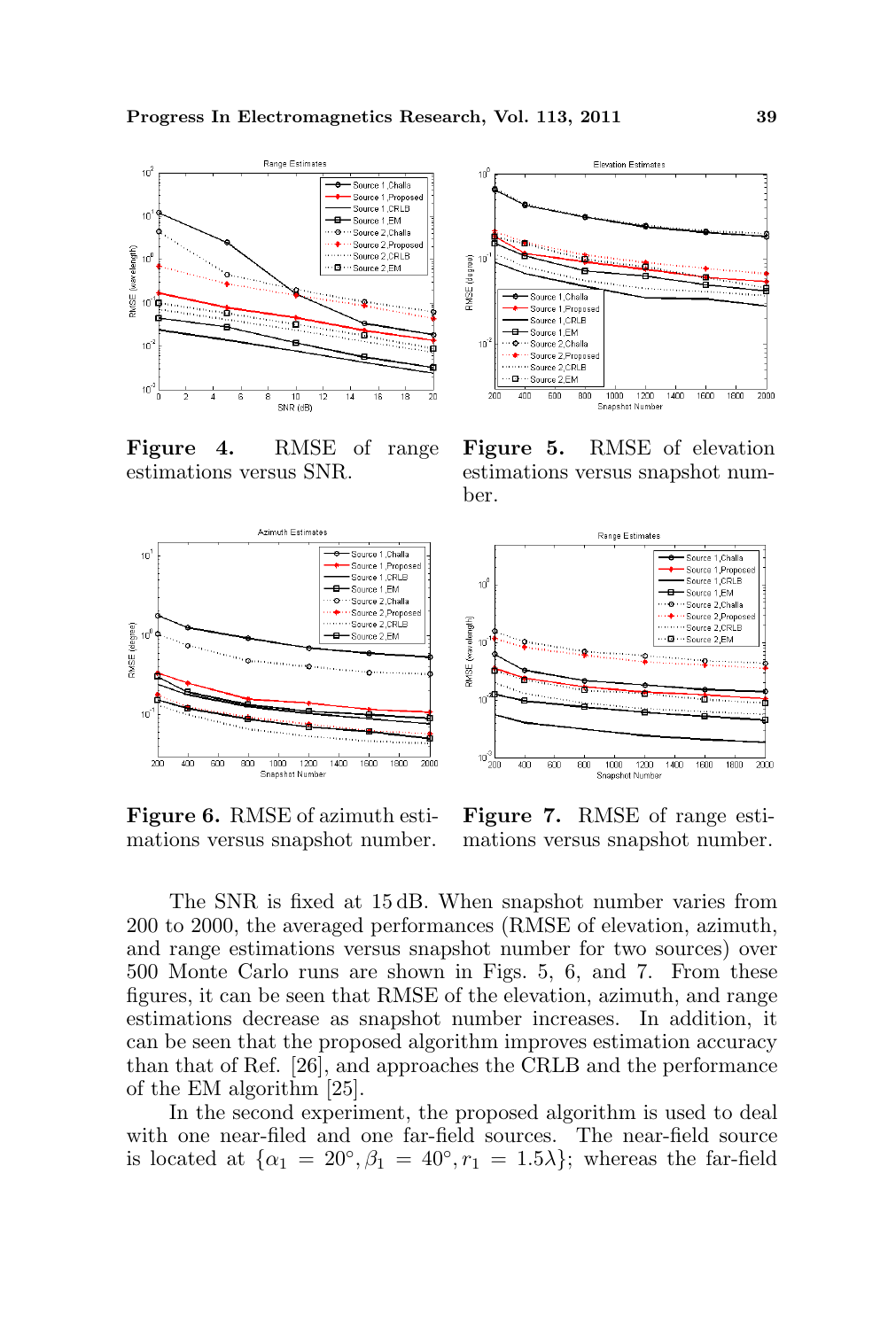**Figure 4.** RMSE of range estimations versus SNR.

**Figure 5.** RMSE of elevation estimations versus snapshot number.

**Figure 6.** RMSE of azimuth estimations versus snapshot number.

**Figure 7.** RMSE of range estimations versus snapshot number.

The SNR is fixed at 15 dB. When snapshot number varies from 200 to 2000, the averaged performances (RMSE of elevation, azimuth, and range estimations versus snapshot number for two sources) over 500 Monte Carlo runs are shown in Figs. 5, 6, and 7. From these figures, it can be seen that RMSE of the elevation, azimuth, and range estimations decrease as snapshot number increases. In addition, it can be seen that the proposed algorithm improves estimation accuracy than that of Ref. [26], and approaches the CRLB and the performance of the EM algorithm [25].

In the second experiment, the proposed algorithm is used to deal with one near-filed and one far-field sources. The near-field source is located at $\{\alpha_1 = 20^\circ, \beta_1 = 40^\circ, r_1 = 1.5\lambda\}$; whereas the far-field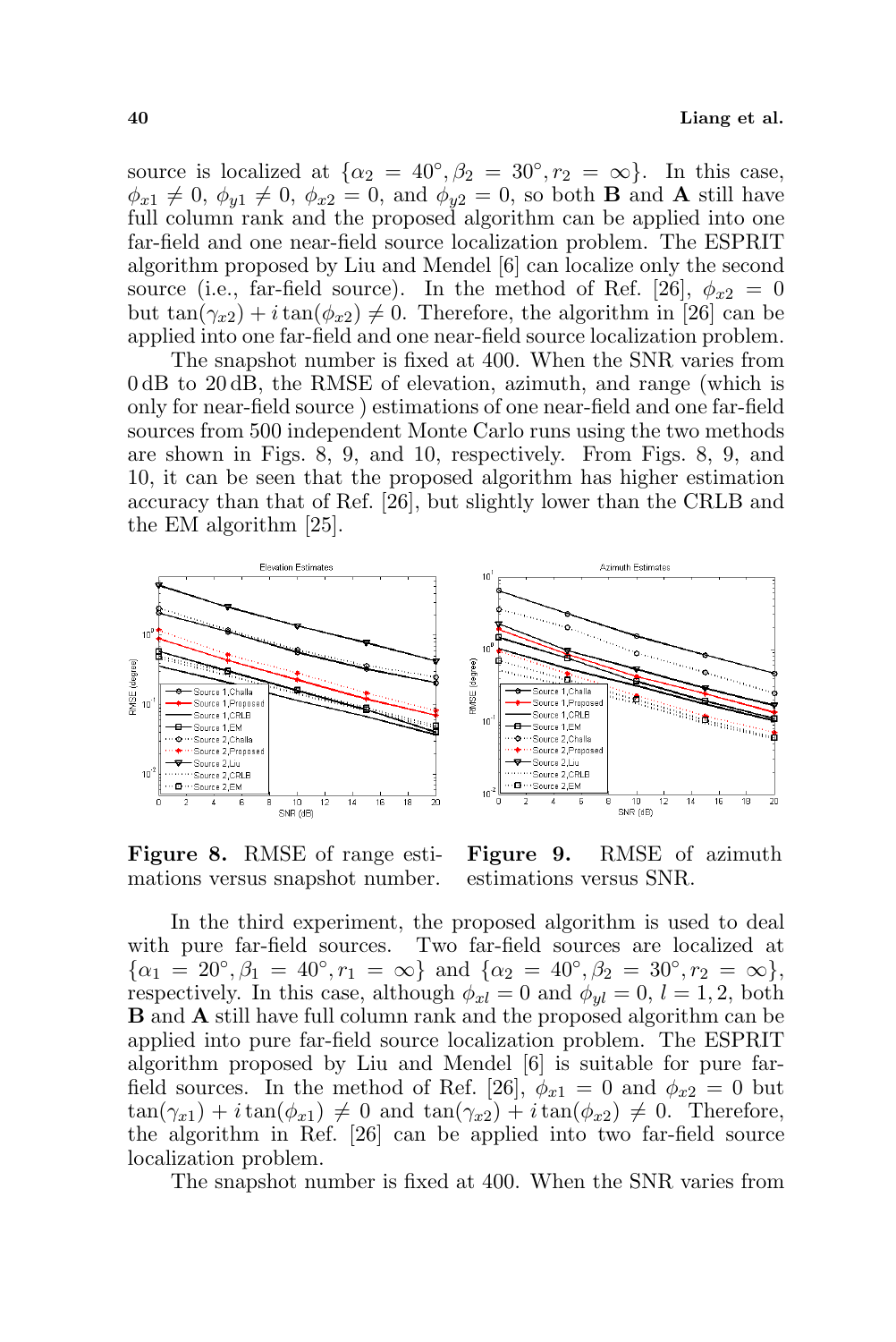source is localized at $\{\alpha_2 = 40°, \beta_2 = 30°, r_2 = \infty\}$. In this case, $\phi_{x1} \neq 0$, $\phi_{y1} \neq 0$, $\phi_{x2} = 0$, and $\phi_{y2} = 0$, so both **B** and **A** still have full column rank and the proposed algorithm can be applied into one far-field and one near-field source localization problem. The ESPRIT algorithm proposed by Liu and Mendel [6] can localize only the second source (i.e., far-field source). In the method of Ref. [26], $\phi_{x2} = 0$ but $\tan(\gamma_{x2}) + i\tan(\phi_{x2}) \neq 0$. Therefore, the algorithm in [26] can be applied into one far-field and one near-field source localization problem.

The snapshot number is fixed at 400. When the SNR varies from 0 dB to 20 dB, the RMSE of elevation, azimuth, and range (which is only for near-field source ) estimations of one near-field and one far-field sources from 500 independent Monte Carlo runs using the two methods are shown in Figs. 8, 9, and 10, respectively. From Figs. 8, 9, and 10, it can be seen that the proposed algorithm has higher estimation accuracy than that of Ref. [26], but slightly lower than the CRLB and the EM algorithm [25].

**Figure 8.** RMSE of range estimations versus snapshot number.

**Figure 9.** RMSE of azimuth estimations versus SNR.

In the third experiment, the proposed algorithm is used to deal with pure far-field sources. Two far-field sources are localized at $\{\alpha_1 = 20°, \beta_1 = 40°, r_1 = \infty\}$ and $\{\alpha_2 = 40°, \beta_2 = 30°, r_2 = \infty\}$, respectively. In this case, although $\phi_{xl} = 0$ and $\phi_{yl} = 0$, $l = 1, 2$, both **B** and **A** still have full column rank and the proposed algorithm can be applied into pure far-field source localization problem. The ESPRIT algorithm proposed by Liu and Mendel [6] is suitable for pure far-field sources. In the method of Ref. [26], $\phi_{x1} = 0$ and $\phi_{x2} = 0$ but $\tan(\gamma_{x1}) + i\tan(\phi_{x1}) \neq 0$ and $\tan(\gamma_{x2}) + i\tan(\phi_{x2}) \neq 0$. Therefore, the algorithm in Ref. [26] can be applied into two far-field source localization problem.

The snapshot number is fixed at 400. When the SNR varies from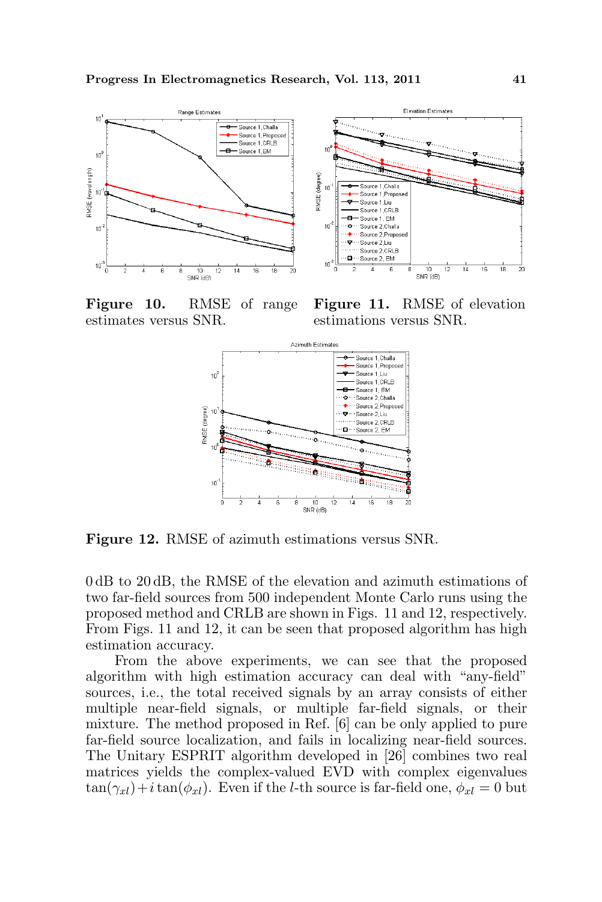Figure 10. RMSE of range estimates versus SNR.

Figure 11. RMSE of elevation estimations versus SNR.

Figure 12. RMSE of azimuth estimations versus SNR.

0 dB to 20 dB, the RMSE of the elevation and azimuth estimations of two far-field sources from 500 independent Monte Carlo runs using the proposed method and CRLB are shown in Figs. 11 and 12, respectively. From Figs. 11 and 12, it can be seen that proposed algorithm has high estimation accuracy.

From the above experiments, we can see that the proposed algorithm with high estimation accuracy can deal with "any-field" sources, i.e., the total received signals by an array consists of either multiple near-field signals, or multiple far-field signals, or their mixture. The method proposed in Ref. [6] can be only applied to pure far-field source localization, and fails in localizing near-field sources. The Unitary ESPRIT algorithm developed in [26] combines two real matrices yields the complex-valued EVD with complex eigenvalues $\tan(\gamma_{xl}) + i\tan(\phi_{xl})$. Even if the $l$-th source is far-field one, $\phi_{xl} = 0$ but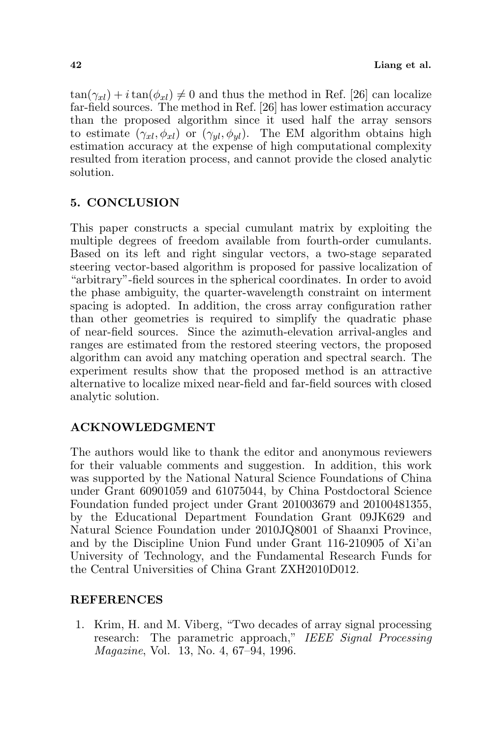$\tan(\gamma_{xl}) + i\tan(\phi_{xl}) \neq 0$ and thus the method in Ref. [26] can localize far-field sources. The method in Ref. [26] has lower estimation accuracy than the proposed algorithm since it used half the array sensors to estimate $(\gamma_{xl}, \phi_{xl})$ or $(\gamma_{yl}, \phi_{yl})$. The EM algorithm obtains high estimation accuracy at the expense of high computational complexity resulted from iteration process, and cannot provide the closed analytic solution.

## 5. CONCLUSION

This paper constructs a special cumulant matrix by exploiting the multiple degrees of freedom available from fourth-order cumulants. Based on its left and right singular vectors, a two-stage separated steering vector-based algorithm is proposed for passive localization of "arbitrary"-field sources in the spherical coordinates. In order to avoid the phase ambiguity, the quarter-wavelength constraint on interment spacing is adopted. In addition, the cross array configuration rather than other geometries is required to simplify the quadratic phase of near-field sources. Since the azimuth-elevation arrival-angles and ranges are estimated from the restored steering vectors, the proposed algorithm can avoid any matching operation and spectral search. The experiment results show that the proposed method is an attractive alternative to localize mixed near-field and far-field sources with closed analytic solution.

## ACKNOWLEDGMENT

The authors would like to thank the editor and anonymous reviewers for their valuable comments and suggestion. In addition, this work was supported by the National Natural Science Foundations of China under Grant 60901059 and 61075044, by China Postdoctoral Science Foundation funded project under Grant 201003679 and 20100481355, by the Educational Department Foundation Grant 09JK629 and Natural Science Foundation under 2010JQ8001 of Shaanxi Province, and by the Discipline Union Fund under Grant 116-210905 of Xi'an University of Technology, and the Fundamental Research Funds for the Central Universities of China Grant ZXH2010D012.

## REFERENCES

1. Krim, H. and M. Viberg, "Two decades of array signal processing research: The parametric approach," *IEEE Signal Processing Magazine*, Vol. 13, No. 4, 67–94, 1996.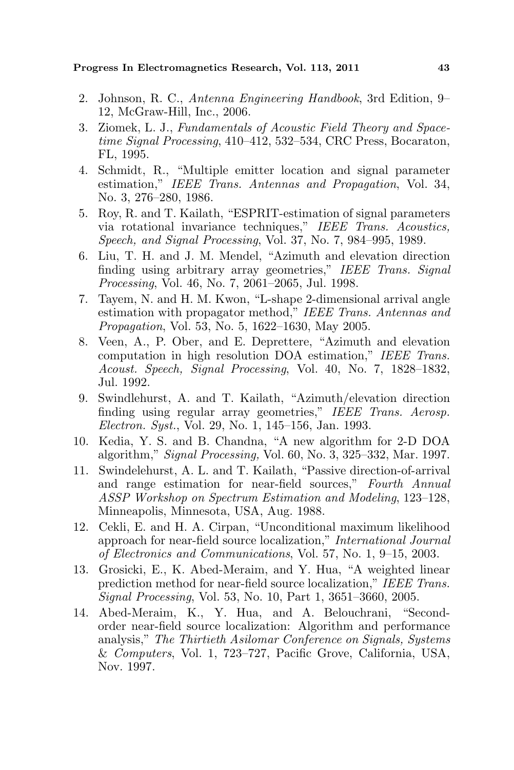2. Johnson, R. C., *Antenna Engineering Handbook*, 3rd Edition, 9–12, McGraw-Hill, Inc., 2006.
3. Ziomek, L. J., *Fundamentals of Acoustic Field Theory and Space-time Signal Processing*, 410–412, 532–534, CRC Press, Bocaraton, FL, 1995.
4. Schmidt, R., "Multiple emitter location and signal parameter estimation," *IEEE Trans. Antennas and Propagation*, Vol. 34, No. 3, 276–280, 1986.
5. Roy, R. and T. Kailath, "ESPRIT-estimation of signal parameters via rotational invariance techniques," *IEEE Trans. Acoustics, Speech, and Signal Processing*, Vol. 37, No. 7, 984–995, 1989.
6. Liu, T. H. and J. M. Mendel, "Azimuth and elevation direction finding using arbitrary array geometries," *IEEE Trans. Signal Processing*, Vol. 46, No. 7, 2061–2065, Jul. 1998.
7. Tayem, N. and H. M. Kwon, "L-shape 2-dimensional arrival angle estimation with propagator method," *IEEE Trans. Antennas and Propagation*, Vol. 53, No. 5, 1622–1630, May 2005.
8. Veen, A., P. Ober, and E. Deprettere, "Azimuth and elevation computation in high resolution DOA estimation," *IEEE Trans. Acoust. Speech, Signal Processing*, Vol. 40, No. 7, 1828–1832, Jul. 1992.
9. Swindlehurst, A. and T. Kailath, "Azimuth/elevation direction finding using regular array geometries," *IEEE Trans. Aerosp. Electron. Syst.*, Vol. 29, No. 1, 145–156, Jan. 1993.
10. Kedia, Y. S. and B. Chandna, "A new algorithm for 2-D DOA algorithm," *Signal Processing,* Vol. 60, No. 3, 325–332, Mar. 1997.
11. Swindelehurst, A. L. and T. Kailath, "Passive direction-of-arrival and range estimation for near-field sources," *Fourth Annual ASSP Workshop on Spectrum Estimation and Modeling*, 123–128, Minneapolis, Minnesota, USA, Aug. 1988.
12. Cekli, E. and H. A. Cirpan, "Unconditional maximum likelihood approach for near-field source localization," *International Journal of Electronics and Communications*, Vol. 57, No. 1, 9–15, 2003.
13. Grosicki, E., K. Abed-Meraim, and Y. Hua, "A weighted linear prediction method for near-field source localization," *IEEE Trans. Signal Processing*, Vol. 53, No. 10, Part 1, 3651–3660, 2005.
14. Abed-Meraim, K., Y. Hua, and A. Belouchrani, "Second-order near-field source localization: Algorithm and performance analysis," *The Thirtieth Asilomar Conference on Signals, Systems & Computers*, Vol. 1, 723–727, Pacific Grove, California, USA, Nov. 1997.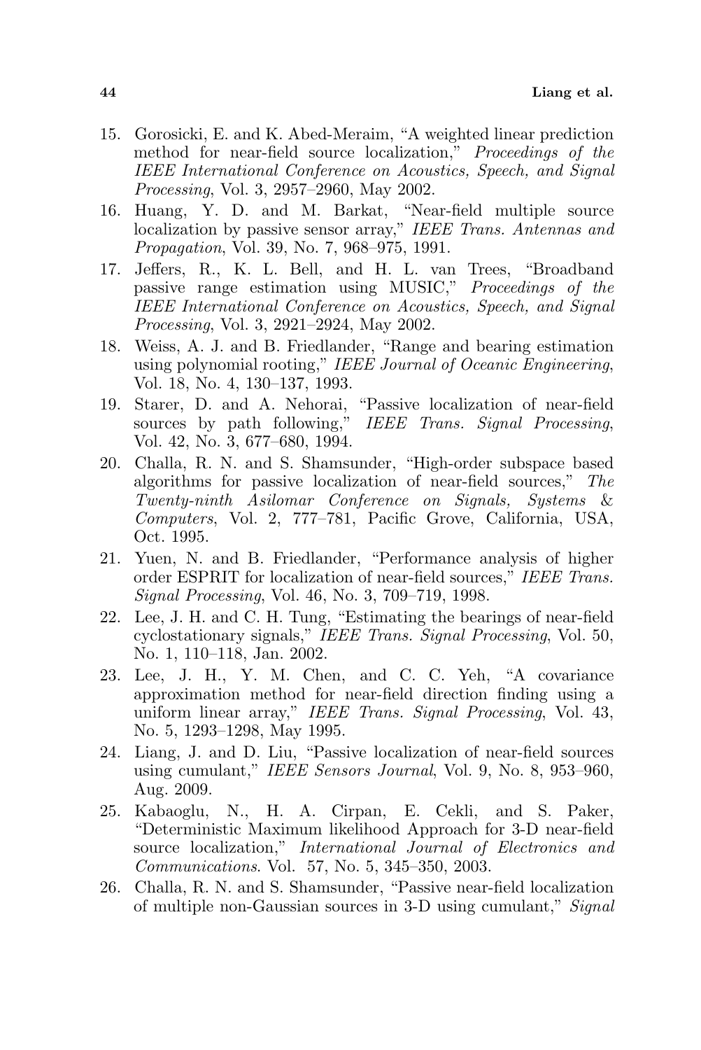15. Gorosicki, E. and K. Abed-Meraim, "A weighted linear prediction method for near-field source localization," *Proceedings of the IEEE International Conference on Acoustics, Speech, and Signal Processing*, Vol. 3, 2957–2960, May 2002.
16. Huang, Y. D. and M. Barkat, "Near-field multiple source localization by passive sensor array," *IEEE Trans. Antennas and Propagation*, Vol. 39, No. 7, 968–975, 1991.
17. Jeffers, R., K. L. Bell, and H. L. van Trees, "Broadband passive range estimation using MUSIC," *Proceedings of the IEEE International Conference on Acoustics, Speech, and Signal Processing*, Vol. 3, 2921–2924, May 2002.
18. Weiss, A. J. and B. Friedlander, "Range and bearing estimation using polynomial rooting," *IEEE Journal of Oceanic Engineering*, Vol. 18, No. 4, 130–137, 1993.
19. Starer, D. and A. Nehorai, "Passive localization of near-field sources by path following," *IEEE Trans. Signal Processing*, Vol. 42, No. 3, 677–680, 1994.
20. Challa, R. N. and S. Shamsunder, "High-order subspace based algorithms for passive localization of near-field sources," *The Twenty-ninth Asilomar Conference on Signals, Systems & Computers*, Vol. 2, 777–781, Pacific Grove, California, USA, Oct. 1995.
21. Yuen, N. and B. Friedlander, "Performance analysis of higher order ESPRIT for localization of near-field sources," *IEEE Trans. Signal Processing*, Vol. 46, No. 3, 709–719, 1998.
22. Lee, J. H. and C. H. Tung, "Estimating the bearings of near-field cyclostationary signals," *IEEE Trans. Signal Processing*, Vol. 50, No. 1, 110–118, Jan. 2002.
23. Lee, J. H., Y. M. Chen, and C. C. Yeh, "A covariance approximation method for near-field direction finding using a uniform linear array," *IEEE Trans. Signal Processing*, Vol. 43, No. 5, 1293–1298, May 1995.
24. Liang, J. and D. Liu, "Passive localization of near-field sources using cumulant," *IEEE Sensors Journal*, Vol. 9, No. 8, 953–960, Aug. 2009.
25. Kabaoglu, N., H. A. Cirpan, E. Cekli, and S. Paker, "Deterministic Maximum likelihood Approach for 3-D near-field source localization," *International Journal of Electronics and Communications*. Vol. 57, No. 5, 345–350, 2003.
26. Challa, R. N. and S. Shamsunder, "Passive near-field localization of multiple non-Gaussian sources in 3-D using cumulant," *Signal*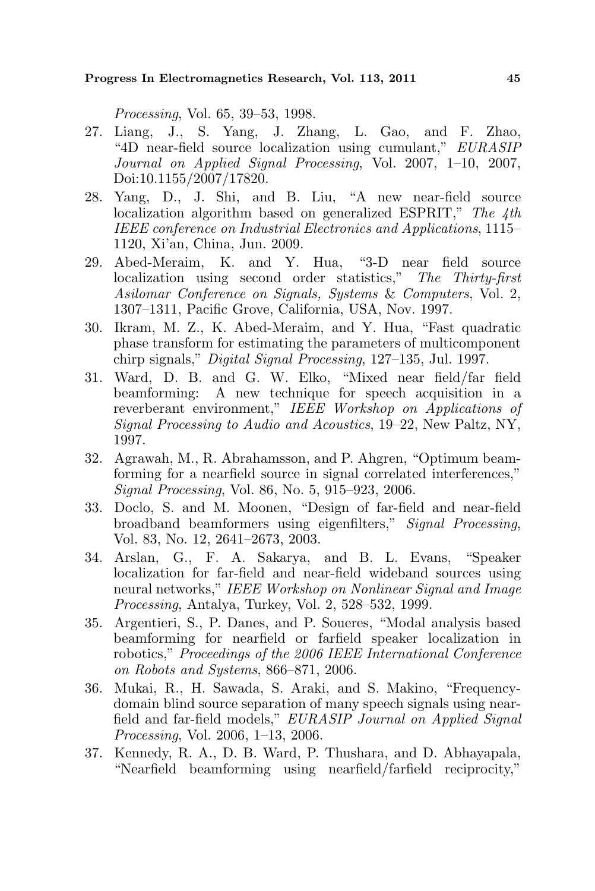*Processing*, Vol. 65, 39–53, 1998.

27. Liang, J., S. Yang, J. Zhang, L. Gao, and F. Zhao, "4D near-field source localization using cumulant," *EURASIP Journal on Applied Signal Processing*, Vol. 2007, 1–10, 2007, Doi:10.1155/2007/17820.
28. Yang, D., J. Shi, and B. Liu, "A new near-field source localization algorithm based on generalized ESPRIT," *The 4th IEEE conference on Industrial Electronics and Applications*, 1115–1120, Xi'an, China, Jun. 2009.
29. Abed-Meraim, K. and Y. Hua, "3-D near field source localization using second order statistics," *The Thirty-first Asilomar Conference on Signals, Systems & Computers*, Vol. 2, 1307–1311, Pacific Grove, California, USA, Nov. 1997.
30. Ikram, M. Z., K. Abed-Meraim, and Y. Hua, "Fast quadratic phase transform for estimating the parameters of multicomponent chirp signals," *Digital Signal Processing*, 127–135, Jul. 1997.
31. Ward, D. B. and G. W. Elko, "Mixed near field/far field beamforming: A new technique for speech acquisition in a reverberant environment," *IEEE Workshop on Applications of Signal Processing to Audio and Acoustics*, 19–22, New Paltz, NY, 1997.
32. Agrawah, M., R. Abrahamsson, and P. Ahgren, "Optimum beamforming for a nearfield source in signal correlated interferences," *Signal Processing*, Vol. 86, No. 5, 915–923, 2006.
33. Doclo, S. and M. Moonen, "Design of far-field and near-field broadband beamformers using eigenfilters," *Signal Processing*, Vol. 83, No. 12, 2641–2673, 2003.
34. Arslan, G., F. A. Sakarya, and B. L. Evans, "Speaker localization for far-field and near-field wideband sources using neural networks," *IEEE Workshop on Nonlinear Signal and Image Processing*, Antalya, Turkey, Vol. 2, 528–532, 1999.
35. Argentieri, S., P. Danes, and P. Soueres, "Modal analysis based beamforming for nearfield or farfield speaker localization in robotics," *Proceedings of the 2006 IEEE International Conference on Robots and Systems*, 866–871, 2006.
36. Mukai, R., H. Sawada, S. Araki, and S. Makino, "Frequency-domain blind source separation of many speech signals using near-field and far-field models," *EURASIP Journal on Applied Signal Processing*, Vol. 2006, 1–13, 2006.
37. Kennedy, R. A., D. B. Ward, P. Thushara, and D. Abhayapala, "Nearfield beamforming using nearfield/farfield reciprocity,"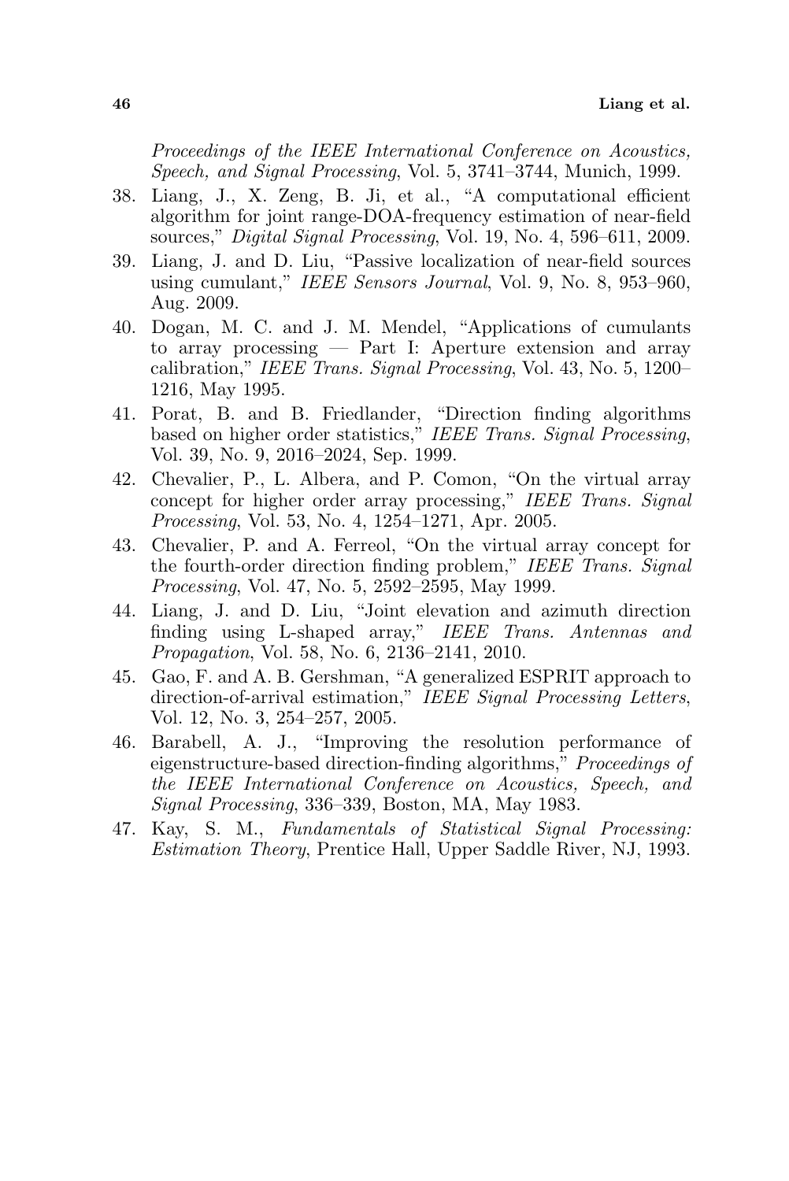*Proceedings of the IEEE International Conference on Acoustics, Speech, and Signal Processing*, Vol. 5, 3741–3744, Munich, 1999.

38. Liang, J., X. Zeng, B. Ji, et al., "A computational efficient algorithm for joint range-DOA-frequency estimation of near-field sources," *Digital Signal Processing*, Vol. 19, No. 4, 596–611, 2009.
39. Liang, J. and D. Liu, "Passive localization of near-field sources using cumulant," *IEEE Sensors Journal*, Vol. 9, No. 8, 953–960, Aug. 2009.
40. Dogan, M. C. and J. M. Mendel, "Applications of cumulants to array processing — Part I: Aperture extension and array calibration," *IEEE Trans. Signal Processing*, Vol. 43, No. 5, 1200–1216, May 1995.
41. Porat, B. and B. Friedlander, "Direction finding algorithms based on higher order statistics," *IEEE Trans. Signal Processing*, Vol. 39, No. 9, 2016–2024, Sep. 1999.
42. Chevalier, P., L. Albera, and P. Comon, "On the virtual array concept for higher order array processing," *IEEE Trans. Signal Processing*, Vol. 53, No. 4, 1254–1271, Apr. 2005.
43. Chevalier, P. and A. Ferreol, "On the virtual array concept for the fourth-order direction finding problem," *IEEE Trans. Signal Processing*, Vol. 47, No. 5, 2592–2595, May 1999.
44. Liang, J. and D. Liu, "Joint elevation and azimuth direction finding using L-shaped array," *IEEE Trans. Antennas and Propagation*, Vol. 58, No. 6, 2136–2141, 2010.
45. Gao, F. and A. B. Gershman, "A generalized ESPRIT approach to direction-of-arrival estimation," *IEEE Signal Processing Letters*, Vol. 12, No. 3, 254–257, 2005.
46. Barabell, A. J., "Improving the resolution performance of eigenstructure-based direction-finding algorithms," *Proceedings of the IEEE International Conference on Acoustics, Speech, and Signal Processing*, 336–339, Boston, MA, May 1983.
47. Kay, S. M., *Fundamentals of Statistical Signal Processing: Estimation Theory*, Prentice Hall, Upper Saddle River, NJ, 1993.